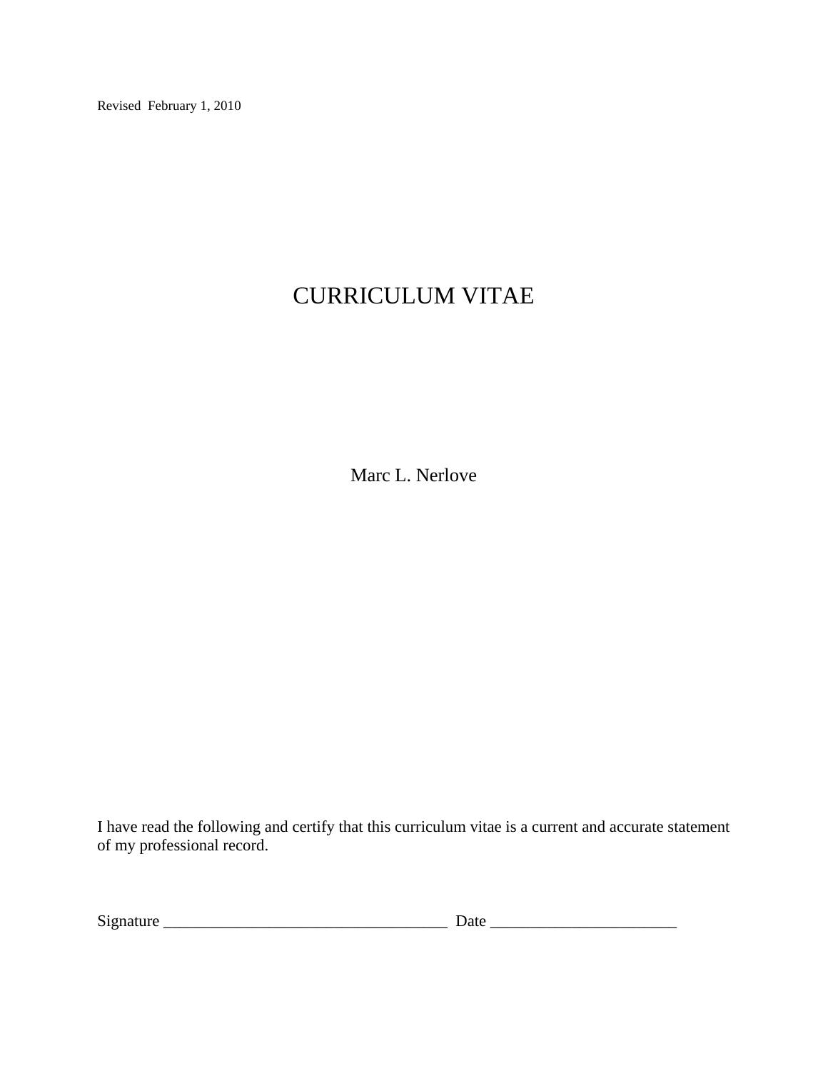Revised February 1, 2010

# CURRICULUM VITAE

Marc L. Nerlove

I have read the following and certify that this curriculum vitae is a current and accurate statement of my professional record.

Signature ___________________________________ Date _______________________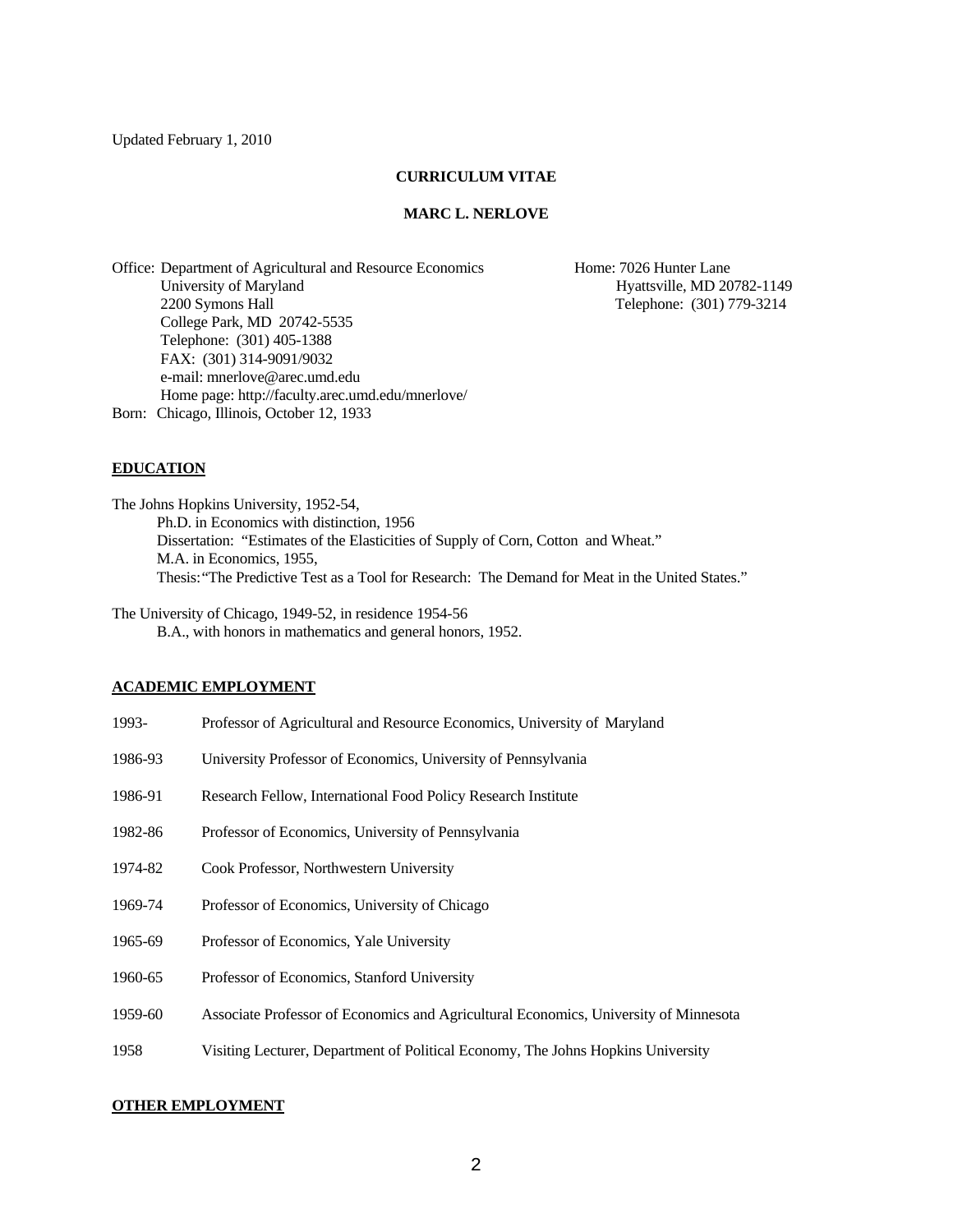Updated February 1, 2010

**CURRICULUM VITAE**

**MARC L. NERLOVE**

Office: Department of Agricultural and Resource Economics
University of Maryland
2200 Symons Hall
College Park, MD 20742-5535
Telephone: (301) 405-1388
FAX: (301) 314-9091/9032
e-mail: mnerlove@arec.umd.edu
Home page: http://faculty.arec.umd.edu/mnerlove/

Home: 7026 Hunter Lane
Hyattsville, MD 20782-1149
Telephone: (301) 779-3214

Born: Chicago, Illinois, October 12, 1933

## EDUCATION

The Johns Hopkins University, 1952-54,
Ph.D. in Economics with distinction, 1956
Dissertation: "Estimates of the Elasticities of Supply of Corn, Cotton and Wheat."
M.A. in Economics, 1955,
Thesis: "The Predictive Test as a Tool for Research: The Demand for Meat in the United States."

The University of Chicago, 1949-52, in residence 1954-56
B.A., with honors in mathematics and general honors, 1952.

## ACADEMIC EMPLOYMENT

| | |
|---|---|
| 1993- | Professor of Agricultural and Resource Economics, University of Maryland |
| 1986-93 | University Professor of Economics, University of Pennsylvania |
| 1986-91 | Research Fellow, International Food Policy Research Institute |
| 1982-86 | Professor of Economics, University of Pennsylvania |
| 1974-82 | Cook Professor, Northwestern University |
| 1969-74 | Professor of Economics, University of Chicago |
| 1965-69 | Professor of Economics, Yale University |
| 1960-65 | Professor of Economics, Stanford University |
| 1959-60 | Associate Professor of Economics and Agricultural Economics, University of Minnesota |
| 1958 | Visiting Lecturer, Department of Political Economy, The Johns Hopkins University |

## OTHER EMPLOYMENT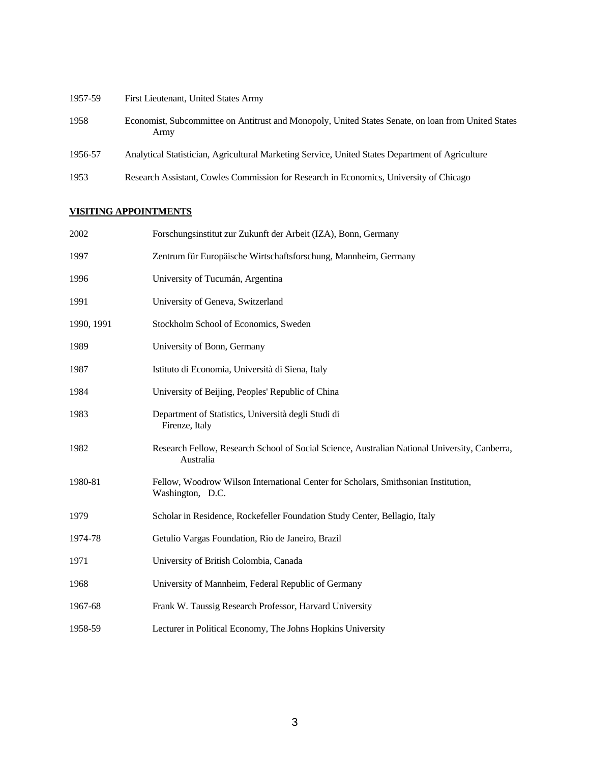1957-59 First Lieutenant, United States Army

1958 Economist, Subcommittee on Antitrust and Monopoly, United States Senate, on loan from United States Army

1956-57 Analytical Statistician, Agricultural Marketing Service, United States Department of Agriculture

1953 Research Assistant, Cowles Commission for Research in Economics, University of Chicago

## VISITING APPOINTMENTS

2002 Forschungsinstitut zur Zukunft der Arbeit (IZA), Bonn, Germany

1997 Zentrum für Europäische Wirtschaftsforschung, Mannheim, Germany

1996 University of Tucumán, Argentina

1991 University of Geneva, Switzerland

1990, 1991 Stockholm School of Economics, Sweden

1989 University of Bonn, Germany

1987 Istituto di Economia, Università di Siena, Italy

1984 University of Beijing, Peoples' Republic of China

1983 Department of Statistics, Università degli Studi di Firenze, Italy

1982 Research Fellow, Research School of Social Science, Australian National University, Canberra, Australia

1980-81 Fellow, Woodrow Wilson International Center for Scholars, Smithsonian Institution, Washington, D.C.

1979 Scholar in Residence, Rockefeller Foundation Study Center, Bellagio, Italy

1974-78 Getulio Vargas Foundation, Rio de Janeiro, Brazil

1971 University of British Colombia, Canada

1968 University of Mannheim, Federal Republic of Germany

1967-68 Frank W. Taussig Research Professor, Harvard University

1958-59 Lecturer in Political Economy, The Johns Hopkins University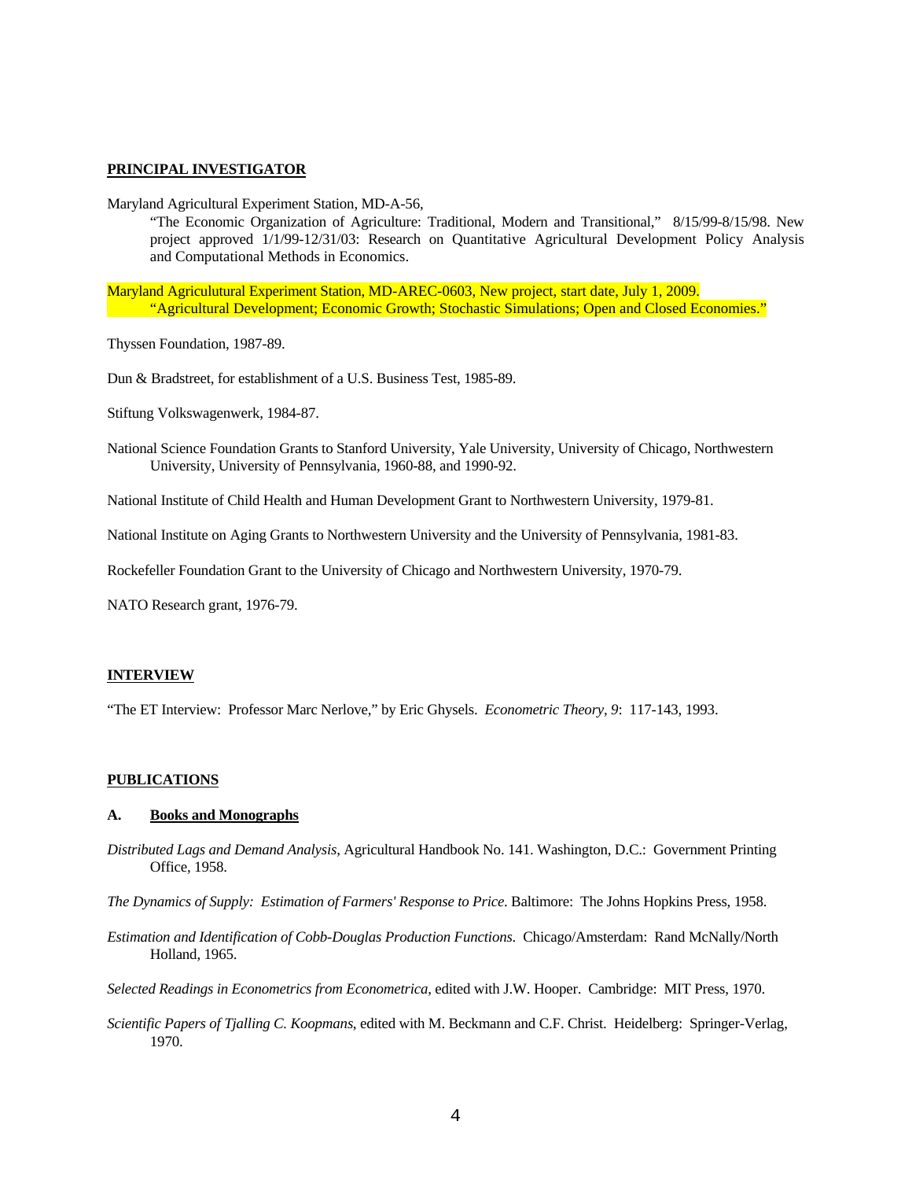## PRINCIPAL INVESTIGATOR

Maryland Agricultural Experiment Station, MD-A-56,

"The Economic Organization of Agriculture: Traditional, Modern and Transitional," 8/15/99-8/15/98. New project approved 1/1/99-12/31/03: Research on Quantitative Agricultural Development Policy Analysis and Computational Methods in Economics.

Maryland Agriculutural Experiment Station, MD-AREC-0603, New project, start date, July 1, 2009.

"Agricultural Development; Economic Growth; Stochastic Simulations; Open and Closed Economies."

Thyssen Foundation, 1987-89.

Dun & Bradstreet, for establishment of a U.S. Business Test, 1985-89.

Stiftung Volkswagenwerk, 1984-87.

National Science Foundation Grants to Stanford University, Yale University, University of Chicago, Northwestern University, University of Pennsylvania, 1960-88, and 1990-92.

National Institute of Child Health and Human Development Grant to Northwestern University, 1979-81.

National Institute on Aging Grants to Northwestern University and the University of Pennsylvania, 1981-83.

Rockefeller Foundation Grant to the University of Chicago and Northwestern University, 1970-79.

NATO Research grant, 1976-79.

## INTERVIEW

"The ET Interview: Professor Marc Nerlove," by Eric Ghysels. *Econometric Theory, 9*: 117-143, 1993.

## PUBLICATIONS

### A. Books and Monographs

*Distributed Lags and Demand Analysis*, Agricultural Handbook No. 141. Washington, D.C.: Government Printing Office, 1958.

*The Dynamics of Supply: Estimation of Farmers' Response to Price*. Baltimore: The Johns Hopkins Press, 1958.

*Estimation and Identification of Cobb-Douglas Production Functions*. Chicago/Amsterdam: Rand McNally/North Holland, 1965.

*Selected Readings in Econometrics from Econometrica*, edited with J.W. Hooper. Cambridge: MIT Press, 1970.

*Scientific Papers of Tjalling C. Koopmans*, edited with M. Beckmann and C.F. Christ. Heidelberg: Springer-Verlag, 1970.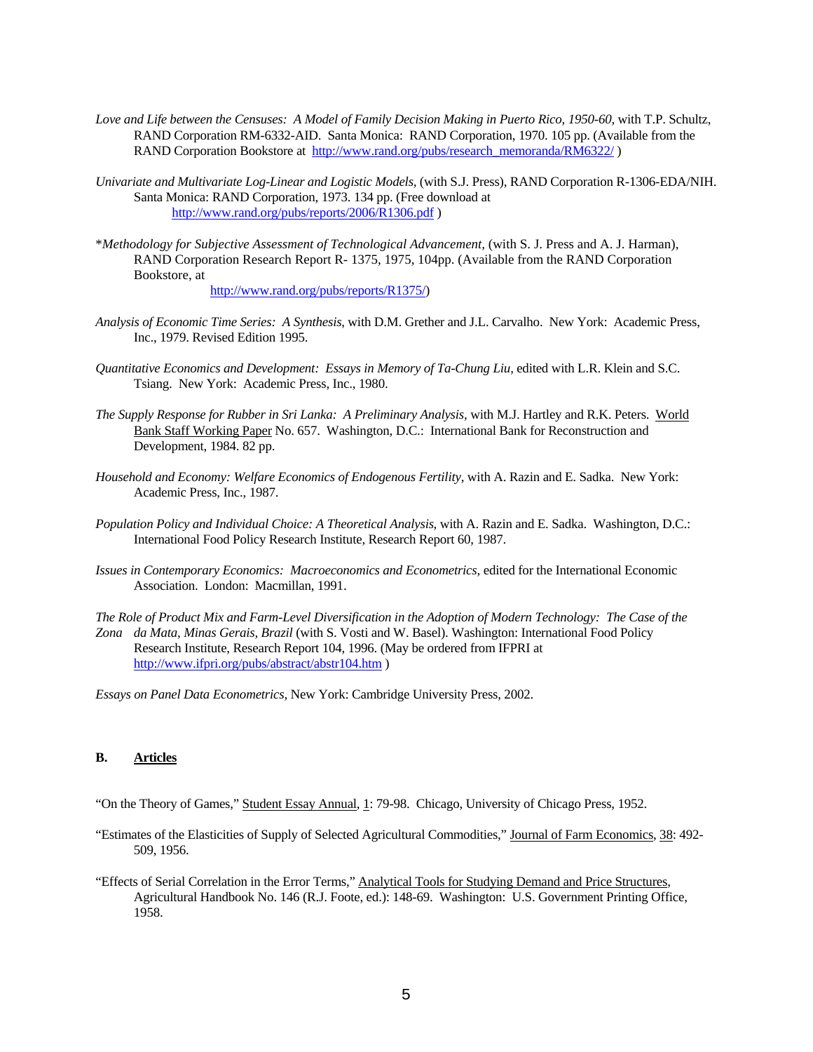*Love and Life between the Censuses: A Model of Family Decision Making in Puerto Rico, 1950-60,* with T.P. Schultz, RAND Corporation RM-6332-AID. Santa Monica: RAND Corporation, 1970. 105 pp. (Available from the RAND Corporation Bookstore at http://www.rand.org/pubs/research_memoranda/RM6322/ )

*Univariate and Multivariate Log-Linear and Logistic Models,* (with S.J. Press), RAND Corporation R-1306-EDA/NIH. Santa Monica: RAND Corporation, 1973. 134 pp. (Free download at http://www.rand.org/pubs/reports/2006/R1306.pdf )

**Methodology for Subjective Assessment of Technological Advancement,* (with S. J. Press and A. J. Harman), RAND Corporation Research Report R- 1375, 1975, 104pp. (Available from the RAND Corporation Bookstore, at http://www.rand.org/pubs/reports/R1375/)

*Analysis of Economic Time Series: A Synthesis,* with D.M. Grether and J.L. Carvalho. New York: Academic Press, Inc., 1979. Revised Edition 1995.

*Quantitative Economics and Development: Essays in Memory of Ta-Chung Liu,* edited with L.R. Klein and S.C. Tsiang. New York: Academic Press, Inc., 1980.

*The Supply Response for Rubber in Sri Lanka: A Preliminary Analysis,* with M.J. Hartley and R.K. Peters. World Bank Staff Working Paper No. 657. Washington, D.C.: International Bank for Reconstruction and Development, 1984. 82 pp.

*Household and Economy: Welfare Economics of Endogenous Fertility,* with A. Razin and E. Sadka. New York: Academic Press, Inc., 1987.

*Population Policy and Individual Choice: A Theoretical Analysis,* with A. Razin and E. Sadka. Washington, D.C.: International Food Policy Research Institute, Research Report 60, 1987.

*Issues in Contemporary Economics: Macroeconomics and Econometrics,* edited for the International Economic Association. London: Macmillan, 1991.

*The Role of Product Mix and Farm-Level Diversification in the Adoption of Modern Technology: The Case of the Zona da Mata, Minas Gerais, Brazil* (with S. Vosti and W. Basel). Washington: International Food Policy Research Institute, Research Report 104, 1996. (May be ordered from IFPRI at http://www.ifpri.org/pubs/abstract/abstr104.htm )

*Essays on Panel Data Econometrics,* New York: Cambridge University Press, 2002.

## B. Articles

"On the Theory of Games," Student Essay Annual, 1: 79-98. Chicago, University of Chicago Press, 1952.

"Estimates of the Elasticities of Supply of Selected Agricultural Commodities," Journal of Farm Economics, 38: 492-509, 1956.

"Effects of Serial Correlation in the Error Terms," Analytical Tools for Studying Demand and Price Structures, Agricultural Handbook No. 146 (R.J. Foote, ed.): 148-69. Washington: U.S. Government Printing Office, 1958.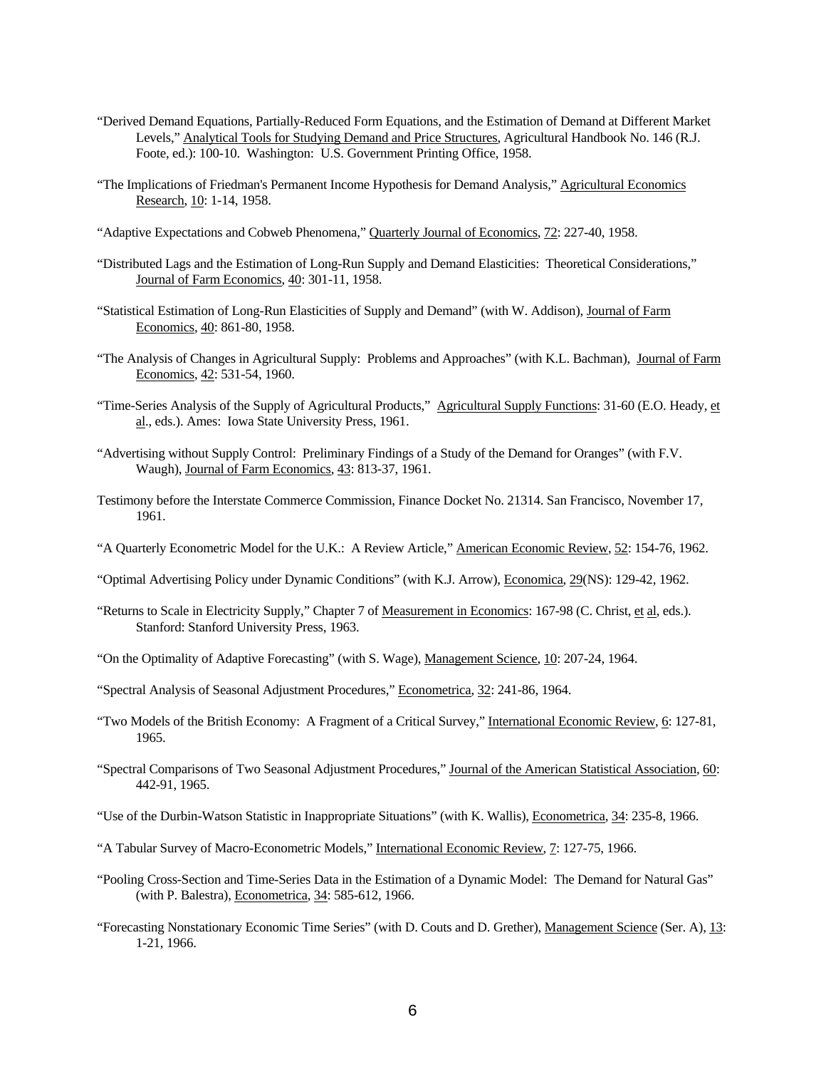"Derived Demand Equations, Partially-Reduced Form Equations, and the Estimation of Demand at Different Market Levels," Analytical Tools for Studying Demand and Price Structures, Agricultural Handbook No. 146 (R.J. Foote, ed.): 100-10. Washington: U.S. Government Printing Office, 1958.

"The Implications of Friedman's Permanent Income Hypothesis for Demand Analysis," Agricultural Economics Research, 10: 1-14, 1958.

"Adaptive Expectations and Cobweb Phenomena," Quarterly Journal of Economics, 72: 227-40, 1958.

"Distributed Lags and the Estimation of Long-Run Supply and Demand Elasticities: Theoretical Considerations," Journal of Farm Economics, 40: 301-11, 1958.

"Statistical Estimation of Long-Run Elasticities of Supply and Demand" (with W. Addison), Journal of Farm Economics, 40: 861-80, 1958.

"The Analysis of Changes in Agricultural Supply: Problems and Approaches" (with K.L. Bachman), Journal of Farm Economics, 42: 531-54, 1960.

"Time-Series Analysis of the Supply of Agricultural Products," Agricultural Supply Functions: 31-60 (E.O. Heady, et al., eds.). Ames: Iowa State University Press, 1961.

"Advertising without Supply Control: Preliminary Findings of a Study of the Demand for Oranges" (with F.V. Waugh), Journal of Farm Economics, 43: 813-37, 1961.

Testimony before the Interstate Commerce Commission, Finance Docket No. 21314. San Francisco, November 17, 1961.

"A Quarterly Econometric Model for the U.K.: A Review Article," American Economic Review, 52: 154-76, 1962.

"Optimal Advertising Policy under Dynamic Conditions" (with K.J. Arrow), Economica, 29(NS): 129-42, 1962.

"Returns to Scale in Electricity Supply," Chapter 7 of Measurement in Economics: 167-98 (C. Christ, et al, eds.). Stanford: Stanford University Press, 1963.

"On the Optimality of Adaptive Forecasting" (with S. Wage), Management Science, 10: 207-24, 1964.

"Spectral Analysis of Seasonal Adjustment Procedures," Econometrica, 32: 241-86, 1964.

"Two Models of the British Economy: A Fragment of a Critical Survey," International Economic Review, 6: 127-81, 1965.

"Spectral Comparisons of Two Seasonal Adjustment Procedures," Journal of the American Statistical Association, 60: 442-91, 1965.

"Use of the Durbin-Watson Statistic in Inappropriate Situations" (with K. Wallis), Econometrica, 34: 235-8, 1966.

"A Tabular Survey of Macro-Econometric Models," International Economic Review, 7: 127-75, 1966.

"Pooling Cross-Section and Time-Series Data in the Estimation of a Dynamic Model: The Demand for Natural Gas" (with P. Balestra), Econometrica, 34: 585-612, 1966.

"Forecasting Nonstationary Economic Time Series" (with D. Couts and D. Grether), Management Science (Ser. A), 13: 1-21, 1966.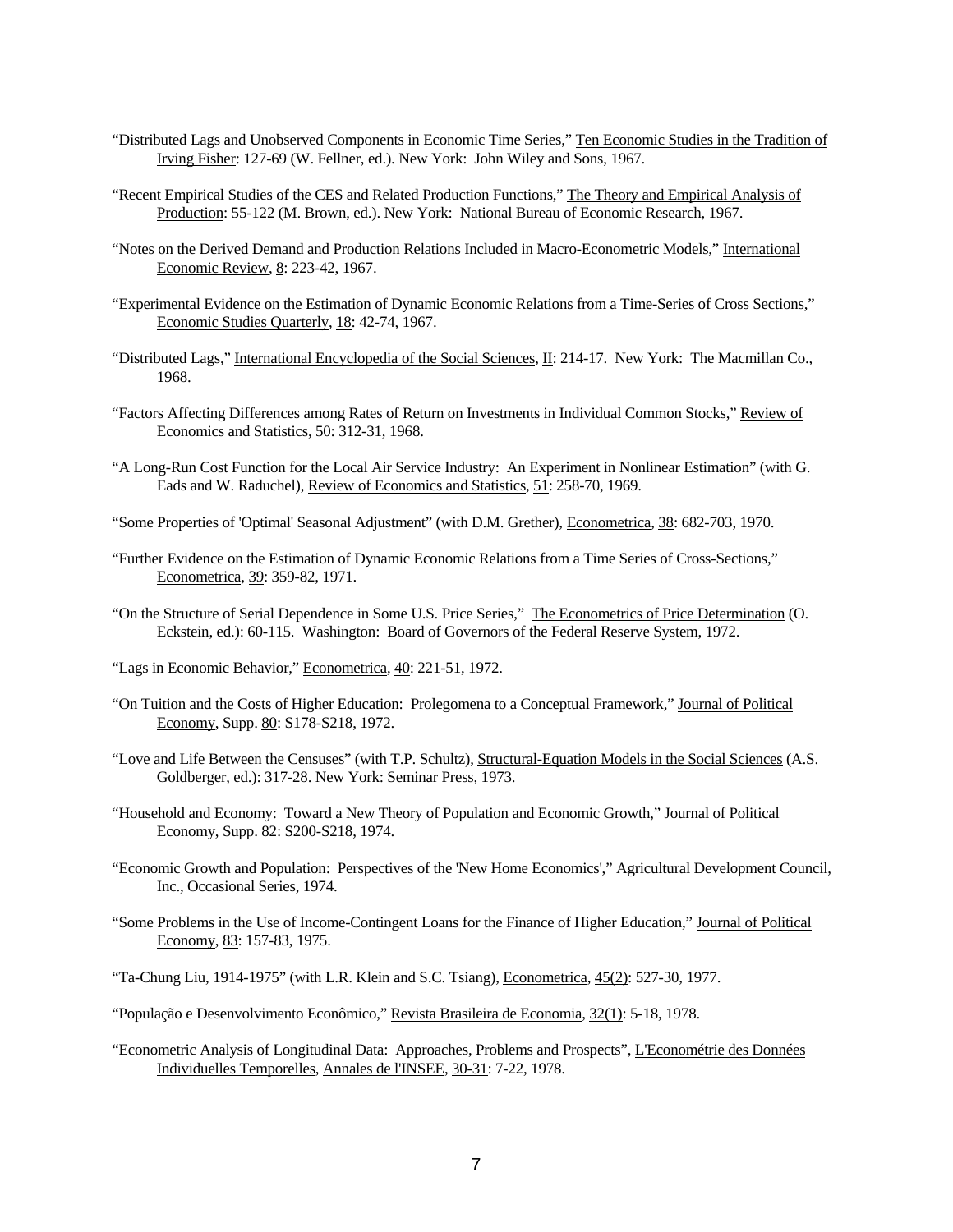"Distributed Lags and Unobserved Components in Economic Time Series," Ten Economic Studies in the Tradition of Irving Fisher: 127-69 (W. Fellner, ed.). New York: John Wiley and Sons, 1967.

"Recent Empirical Studies of the CES and Related Production Functions," The Theory and Empirical Analysis of Production: 55-122 (M. Brown, ed.). New York: National Bureau of Economic Research, 1967.

"Notes on the Derived Demand and Production Relations Included in Macro-Econometric Models," International Economic Review, 8: 223-42, 1967.

"Experimental Evidence on the Estimation of Dynamic Economic Relations from a Time-Series of Cross Sections," Economic Studies Quarterly, 18: 42-74, 1967.

"Distributed Lags," International Encyclopedia of the Social Sciences, II: 214-17. New York: The Macmillan Co., 1968.

"Factors Affecting Differences among Rates of Return on Investments in Individual Common Stocks," Review of Economics and Statistics, 50: 312-31, 1968.

"A Long-Run Cost Function for the Local Air Service Industry: An Experiment in Nonlinear Estimation" (with G. Eads and W. Raduchel), Review of Economics and Statistics, 51: 258-70, 1969.

"Some Properties of 'Optimal' Seasonal Adjustment" (with D.M. Grether), Econometrica, 38: 682-703, 1970.

"Further Evidence on the Estimation of Dynamic Economic Relations from a Time Series of Cross-Sections," Econometrica, 39: 359-82, 1971.

"On the Structure of Serial Dependence in Some U.S. Price Series," The Econometrics of Price Determination (O. Eckstein, ed.): 60-115. Washington: Board of Governors of the Federal Reserve System, 1972.

"Lags in Economic Behavior," Econometrica, 40: 221-51, 1972.

"On Tuition and the Costs of Higher Education: Prolegomena to a Conceptual Framework," Journal of Political Economy, Supp. 80: S178-S218, 1972.

"Love and Life Between the Censuses" (with T.P. Schultz), Structural-Equation Models in the Social Sciences (A.S. Goldberger, ed.): 317-28. New York: Seminar Press, 1973.

"Household and Economy: Toward a New Theory of Population and Economic Growth," Journal of Political Economy, Supp. 82: S200-S218, 1974.

"Economic Growth and Population: Perspectives of the 'New Home Economics'," Agricultural Development Council, Inc., Occasional Series, 1974.

"Some Problems in the Use of Income-Contingent Loans for the Finance of Higher Education," Journal of Political Economy, 83: 157-83, 1975.

"Ta-Chung Liu, 1914-1975" (with L.R. Klein and S.C. Tsiang), Econometrica, 45(2): 527-30, 1977.

"População e Desenvolvimento Econômico," Revista Brasileira de Economia, 32(1): 5-18, 1978.

"Econometric Analysis of Longitudinal Data: Approaches, Problems and Prospects", L'Econométrie des Données Individuelles Temporelles, Annales de l'INSEE, 30-31: 7-22, 1978.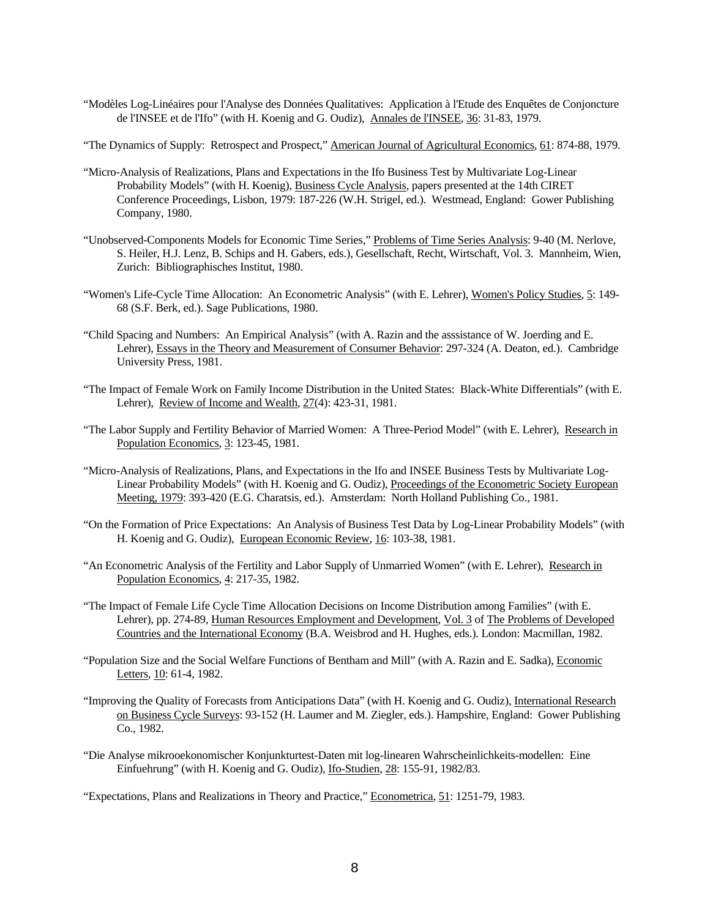"Modèles Log-Linéaires pour l'Analyse des Données Qualitatives: Application à l'Etude des Enquêtes de Conjoncture de l'INSEE et de l'Ifo" (with H. Koenig and G. Oudiz), Annales de l'INSEE, 36: 31-83, 1979.

"The Dynamics of Supply: Retrospect and Prospect," American Journal of Agricultural Economics, 61: 874-88, 1979.

"Micro-Analysis of Realizations, Plans and Expectations in the Ifo Business Test by Multivariate Log-Linear Probability Models" (with H. Koenig), Business Cycle Analysis, papers presented at the 14th CIRET Conference Proceedings, Lisbon, 1979: 187-226 (W.H. Strigel, ed.). Westmead, England: Gower Publishing Company, 1980.

"Unobserved-Components Models for Economic Time Series," Problems of Time Series Analysis: 9-40 (M. Nerlove, S. Heiler, H.J. Lenz, B. Schips and H. Gabers, eds.), Gesellschaft, Recht, Wirtschaft, Vol. 3. Mannheim, Wien, Zurich: Bibliographisches Institut, 1980.

"Women's Life-Cycle Time Allocation: An Econometric Analysis" (with E. Lehrer), Women's Policy Studies, 5: 149-68 (S.F. Berk, ed.). Sage Publications, 1980.

"Child Spacing and Numbers: An Empirical Analysis" (with A. Razin and the asssistance of W. Joerding and E. Lehrer), Essays in the Theory and Measurement of Consumer Behavior: 297-324 (A. Deaton, ed.). Cambridge University Press, 1981.

"The Impact of Female Work on Family Income Distribution in the United States: Black-White Differentials" (with E. Lehrer), Review of Income and Wealth, 27(4): 423-31, 1981.

"The Labor Supply and Fertility Behavior of Married Women: A Three-Period Model" (with E. Lehrer), Research in Population Economics, 3: 123-45, 1981.

"Micro-Analysis of Realizations, Plans, and Expectations in the Ifo and INSEE Business Tests by Multivariate Log-Linear Probability Models" (with H. Koenig and G. Oudiz), Proceedings of the Econometric Society European Meeting, 1979: 393-420 (E.G. Charatsis, ed.). Amsterdam: North Holland Publishing Co., 1981.

"On the Formation of Price Expectations: An Analysis of Business Test Data by Log-Linear Probability Models" (with H. Koenig and G. Oudiz), European Economic Review, 16: 103-38, 1981.

"An Econometric Analysis of the Fertility and Labor Supply of Unmarried Women" (with E. Lehrer), Research in Population Economics, 4: 217-35, 1982.

"The Impact of Female Life Cycle Time Allocation Decisions on Income Distribution among Families" (with E. Lehrer), pp. 274-89, Human Resources Employment and Development, Vol. 3 of The Problems of Developed Countries and the International Economy (B.A. Weisbrod and H. Hughes, eds.). London: Macmillan, 1982.

"Population Size and the Social Welfare Functions of Bentham and Mill" (with A. Razin and E. Sadka), Economic Letters, 10: 61-4, 1982.

"Improving the Quality of Forecasts from Anticipations Data" (with H. Koenig and G. Oudiz), International Research on Business Cycle Surveys: 93-152 (H. Laumer and M. Ziegler, eds.). Hampshire, England: Gower Publishing Co., 1982.

"Die Analyse mikrooekonomischer Konjunkturtest-Daten mit log-linearen Wahrscheinlichkeits-modellen: Eine Einfuehrung" (with H. Koenig and G. Oudiz), Ifo-Studien, 28: 155-91, 1982/83.

"Expectations, Plans and Realizations in Theory and Practice," Econometrica, 51: 1251-79, 1983.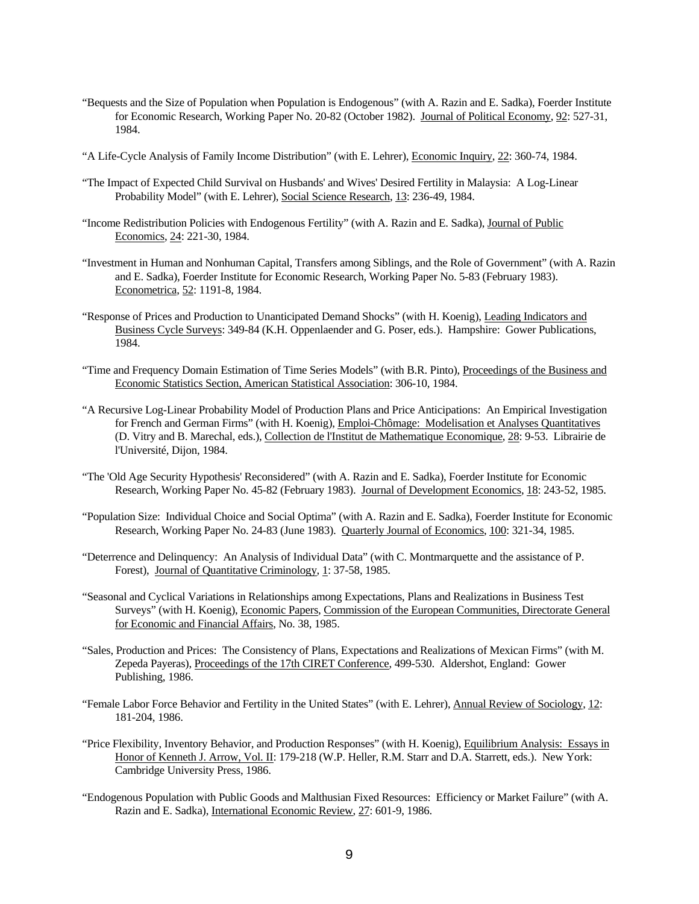"Bequests and the Size of Population when Population is Endogenous" (with A. Razin and E. Sadka), Foerder Institute for Economic Research, Working Paper No. 20-82 (October 1982). Journal of Political Economy, 92: 527-31, 1984.

"A Life-Cycle Analysis of Family Income Distribution" (with E. Lehrer), Economic Inquiry, 22: 360-74, 1984.

"The Impact of Expected Child Survival on Husbands' and Wives' Desired Fertility in Malaysia: A Log-Linear Probability Model" (with E. Lehrer), Social Science Research, 13: 236-49, 1984.

"Income Redistribution Policies with Endogenous Fertility" (with A. Razin and E. Sadka), Journal of Public Economics, 24: 221-30, 1984.

"Investment in Human and Nonhuman Capital, Transfers among Siblings, and the Role of Government" (with A. Razin and E. Sadka), Foerder Institute for Economic Research, Working Paper No. 5-83 (February 1983). Econometrica, 52: 1191-8, 1984.

"Response of Prices and Production to Unanticipated Demand Shocks" (with H. Koenig), Leading Indicators and Business Cycle Surveys: 349-84 (K.H. Oppenlaender and G. Poser, eds.). Hampshire: Gower Publications, 1984.

"Time and Frequency Domain Estimation of Time Series Models" (with B.R. Pinto), Proceedings of the Business and Economic Statistics Section, American Statistical Association: 306-10, 1984.

"A Recursive Log-Linear Probability Model of Production Plans and Price Anticipations: An Empirical Investigation for French and German Firms" (with H. Koenig), Emploi-Chômage: Modelisation et Analyses Quantitatives (D. Vitry and B. Marechal, eds.), Collection de l'Institut de Mathematique Economique, 28: 9-53. Librairie de l'Université, Dijon, 1984.

"The 'Old Age Security Hypothesis' Reconsidered" (with A. Razin and E. Sadka), Foerder Institute for Economic Research, Working Paper No. 45-82 (February 1983). Journal of Development Economics, 18: 243-52, 1985.

"Population Size: Individual Choice and Social Optima" (with A. Razin and E. Sadka), Foerder Institute for Economic Research, Working Paper No. 24-83 (June 1983). Quarterly Journal of Economics, 100: 321-34, 1985.

"Deterrence and Delinquency: An Analysis of Individual Data" (with C. Montmarquette and the assistance of P. Forest), Journal of Quantitative Criminology, 1: 37-58, 1985.

"Seasonal and Cyclical Variations in Relationships among Expectations, Plans and Realizations in Business Test Surveys" (with H. Koenig), Economic Papers, Commission of the European Communities, Directorate General for Economic and Financial Affairs, No. 38, 1985.

"Sales, Production and Prices: The Consistency of Plans, Expectations and Realizations of Mexican Firms" (with M. Zepeda Payeras), Proceedings of the 17th CIRET Conference, 499-530. Aldershot, England: Gower Publishing, 1986.

"Female Labor Force Behavior and Fertility in the United States" (with E. Lehrer), Annual Review of Sociology, 12: 181-204, 1986.

"Price Flexibility, Inventory Behavior, and Production Responses" (with H. Koenig), Equilibrium Analysis: Essays in Honor of Kenneth J. Arrow, Vol. II: 179-218 (W.P. Heller, R.M. Starr and D.A. Starrett, eds.). New York: Cambridge University Press, 1986.

"Endogenous Population with Public Goods and Malthusian Fixed Resources: Efficiency or Market Failure" (with A. Razin and E. Sadka), International Economic Review, 27: 601-9, 1986.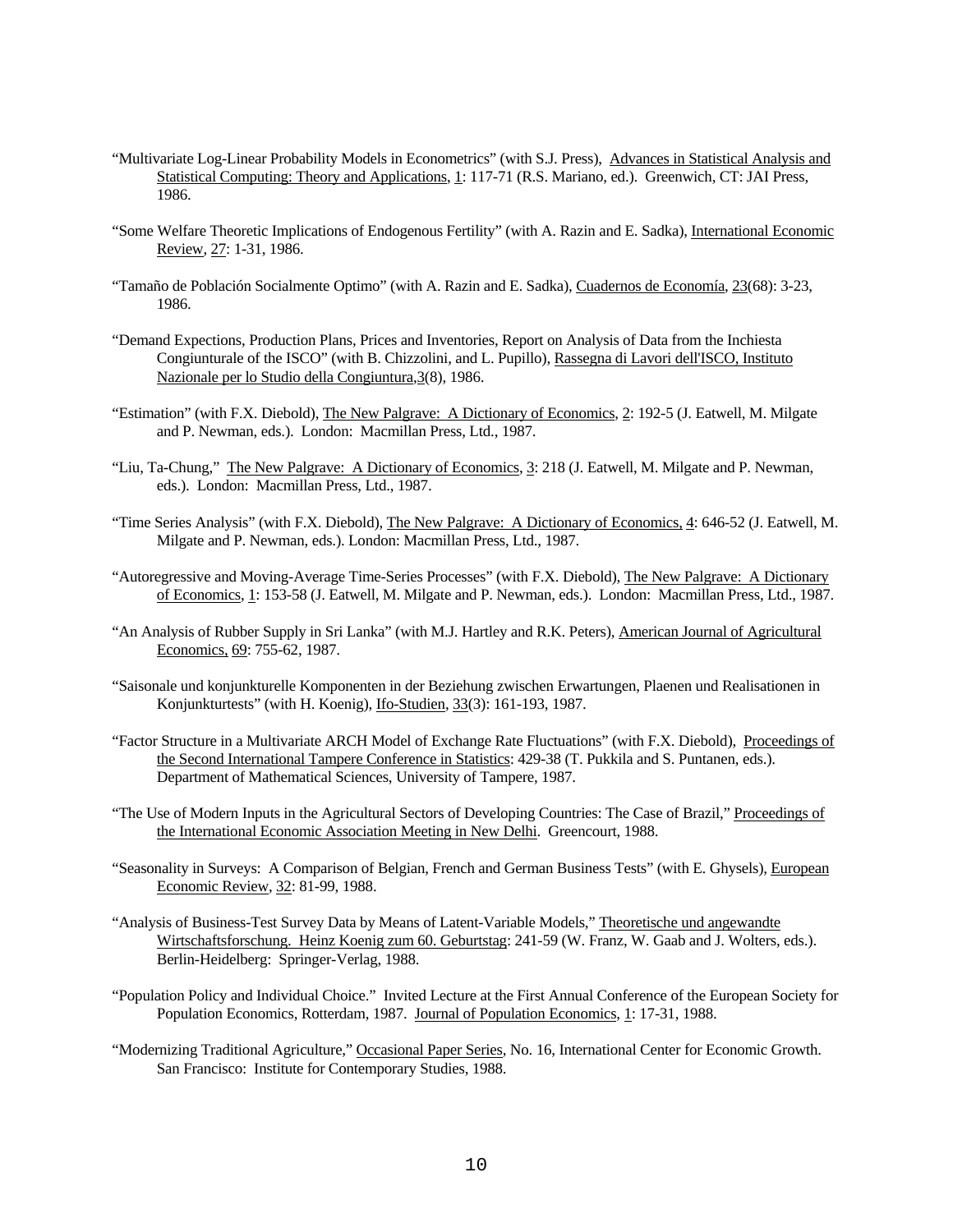"Multivariate Log-Linear Probability Models in Econometrics" (with S.J. Press), Advances in Statistical Analysis and Statistical Computing: Theory and Applications, 1: 117-71 (R.S. Mariano, ed.). Greenwich, CT: JAI Press, 1986.

"Some Welfare Theoretic Implications of Endogenous Fertility" (with A. Razin and E. Sadka), International Economic Review, 27: 1-31, 1986.

"Tamaño de Población Socialmente Optimo" (with A. Razin and E. Sadka), Cuadernos de Economía, 23(68): 3-23, 1986.

"Demand Expections, Production Plans, Prices and Inventories, Report on Analysis of Data from the Inchiesta Congiunturale of the ISCO" (with B. Chizzolini, and L. Pupillo), Rassegna di Lavori dell'ISCO, Instituto Nazionale per lo Studio della Congiuntura,3(8), 1986.

"Estimation" (with F.X. Diebold), The New Palgrave: A Dictionary of Economics, 2: 192-5 (J. Eatwell, M. Milgate and P. Newman, eds.). London: Macmillan Press, Ltd., 1987.

"Liu, Ta-Chung," The New Palgrave: A Dictionary of Economics, 3: 218 (J. Eatwell, M. Milgate and P. Newman, eds.). London: Macmillan Press, Ltd., 1987.

"Time Series Analysis" (with F.X. Diebold), The New Palgrave: A Dictionary of Economics, 4: 646-52 (J. Eatwell, M. Milgate and P. Newman, eds.). London: Macmillan Press, Ltd., 1987.

"Autoregressive and Moving-Average Time-Series Processes" (with F.X. Diebold), The New Palgrave: A Dictionary of Economics, 1: 153-58 (J. Eatwell, M. Milgate and P. Newman, eds.). London: Macmillan Press, Ltd., 1987.

"An Analysis of Rubber Supply in Sri Lanka" (with M.J. Hartley and R.K. Peters), American Journal of Agricultural Economics, 69: 755-62, 1987.

"Saisonale und konjunkturelle Komponenten in der Beziehung zwischen Erwartungen, Plaenen und Realisationen in Konjunkturtests" (with H. Koenig), Ifo-Studien, 33(3): 161-193, 1987.

"Factor Structure in a Multivariate ARCH Model of Exchange Rate Fluctuations" (with F.X. Diebold), Proceedings of the Second International Tampere Conference in Statistics: 429-38 (T. Pukkila and S. Puntanen, eds.). Department of Mathematical Sciences, University of Tampere, 1987.

"The Use of Modern Inputs in the Agricultural Sectors of Developing Countries: The Case of Brazil," Proceedings of the International Economic Association Meeting in New Delhi. Greencourt, 1988.

"Seasonality in Surveys: A Comparison of Belgian, French and German Business Tests" (with E. Ghysels), European Economic Review, 32: 81-99, 1988.

"Analysis of Business-Test Survey Data by Means of Latent-Variable Models," Theoretische und angewandte Wirtschaftsforschung. Heinz Koenig zum 60. Geburtstag: 241-59 (W. Franz, W. Gaab and J. Wolters, eds.). Berlin-Heidelberg: Springer-Verlag, 1988.

"Population Policy and Individual Choice." Invited Lecture at the First Annual Conference of the European Society for Population Economics, Rotterdam, 1987. Journal of Population Economics, 1: 17-31, 1988.

"Modernizing Traditional Agriculture," Occasional Paper Series, No. 16, International Center for Economic Growth. San Francisco: Institute for Contemporary Studies, 1988.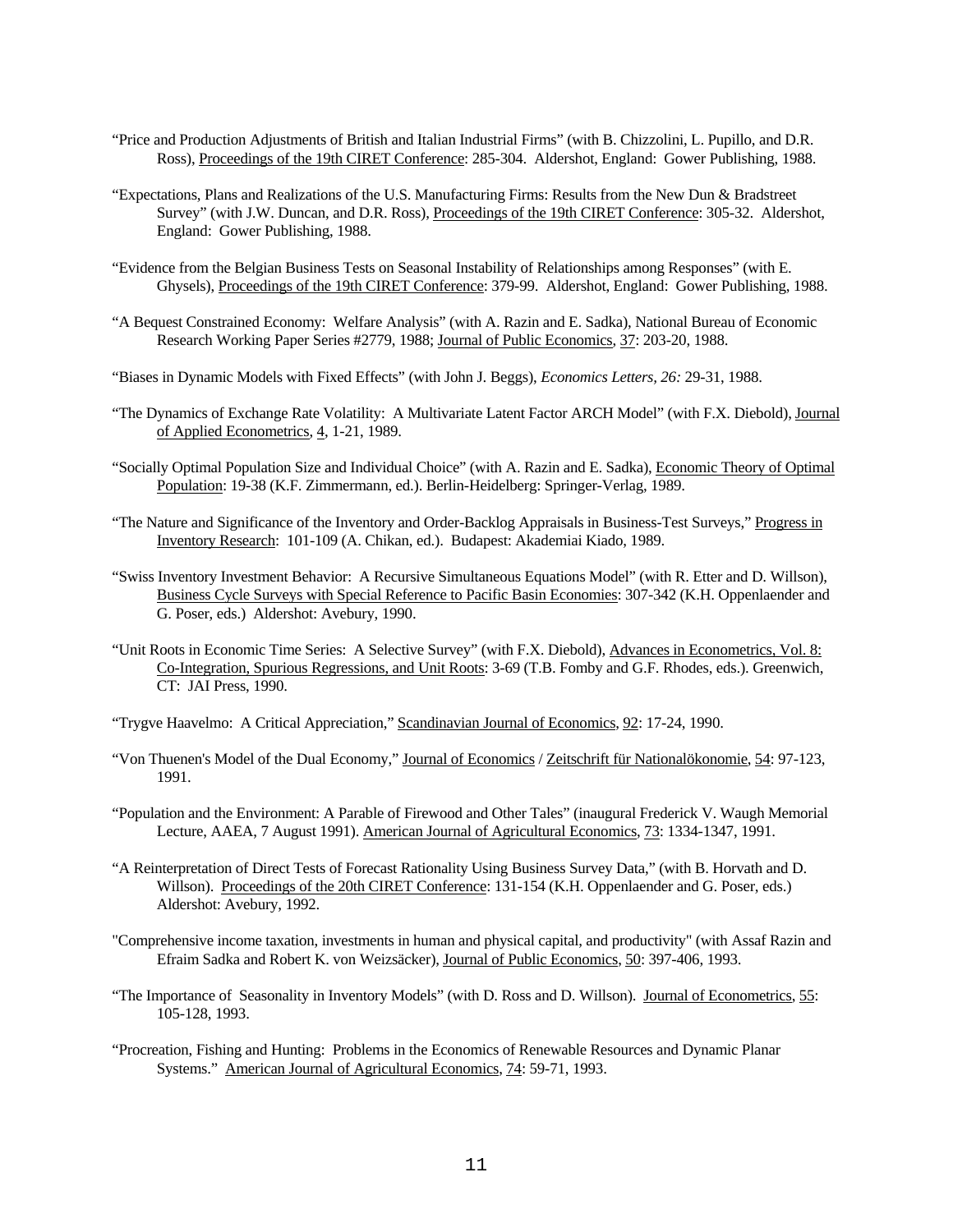"Price and Production Adjustments of British and Italian Industrial Firms" (with B. Chizzolini, L. Pupillo, and D.R. Ross), Proceedings of the 19th CIRET Conference: 285-304. Aldershot, England: Gower Publishing, 1988.

"Expectations, Plans and Realizations of the U.S. Manufacturing Firms: Results from the New Dun & Bradstreet Survey" (with J.W. Duncan, and D.R. Ross), Proceedings of the 19th CIRET Conference: 305-32. Aldershot, England: Gower Publishing, 1988.

"Evidence from the Belgian Business Tests on Seasonal Instability of Relationships among Responses" (with E. Ghysels), Proceedings of the 19th CIRET Conference: 379-99. Aldershot, England: Gower Publishing, 1988.

"A Bequest Constrained Economy: Welfare Analysis" (with A. Razin and E. Sadka), National Bureau of Economic Research Working Paper Series #2779, 1988; Journal of Public Economics, 37: 203-20, 1988.

"Biases in Dynamic Models with Fixed Effects" (with John J. Beggs), *Economics Letters, 26:* 29-31, 1988.

"The Dynamics of Exchange Rate Volatility: A Multivariate Latent Factor ARCH Model" (with F.X. Diebold), Journal of Applied Econometrics, 4, 1-21, 1989.

"Socially Optimal Population Size and Individual Choice" (with A. Razin and E. Sadka), Economic Theory of Optimal Population: 19-38 (K.F. Zimmermann, ed.). Berlin-Heidelberg: Springer-Verlag, 1989.

"The Nature and Significance of the Inventory and Order-Backlog Appraisals in Business-Test Surveys," Progress in Inventory Research: 101-109 (A. Chikan, ed.). Budapest: Akademiai Kiado, 1989.

"Swiss Inventory Investment Behavior: A Recursive Simultaneous Equations Model" (with R. Etter and D. Willson), Business Cycle Surveys with Special Reference to Pacific Basin Economies: 307-342 (K.H. Oppenlaender and G. Poser, eds.) Aldershot: Avebury, 1990.

"Unit Roots in Economic Time Series: A Selective Survey" (with F.X. Diebold), Advances in Econometrics, Vol. 8: Co-Integration, Spurious Regressions, and Unit Roots: 3-69 (T.B. Fomby and G.F. Rhodes, eds.). Greenwich, CT: JAI Press, 1990.

"Trygve Haavelmo: A Critical Appreciation," Scandinavian Journal of Economics, 92: 17-24, 1990.

"Von Thuenen's Model of the Dual Economy," Journal of Economics / Zeitschrift für Nationalökonomie, 54: 97-123, 1991.

"Population and the Environment: A Parable of Firewood and Other Tales" (inaugural Frederick V. Waugh Memorial Lecture, AAEA, 7 August 1991). American Journal of Agricultural Economics, 73: 1334-1347, 1991.

"A Reinterpretation of Direct Tests of Forecast Rationality Using Business Survey Data," (with B. Horvath and D. Willson). Proceedings of the 20th CIRET Conference: 131-154 (K.H. Oppenlaender and G. Poser, eds.) Aldershot: Avebury, 1992.

"Comprehensive income taxation, investments in human and physical capital, and productivity" (with Assaf Razin and Efraim Sadka and Robert K. von Weizsäcker), Journal of Public Economics, 50: 397-406, 1993.

"The Importance of Seasonality in Inventory Models" (with D. Ross and D. Willson). Journal of Econometrics, 55: 105-128, 1993.

"Procreation, Fishing and Hunting: Problems in the Economics of Renewable Resources and Dynamic Planar Systems." American Journal of Agricultural Economics, 74: 59-71, 1993.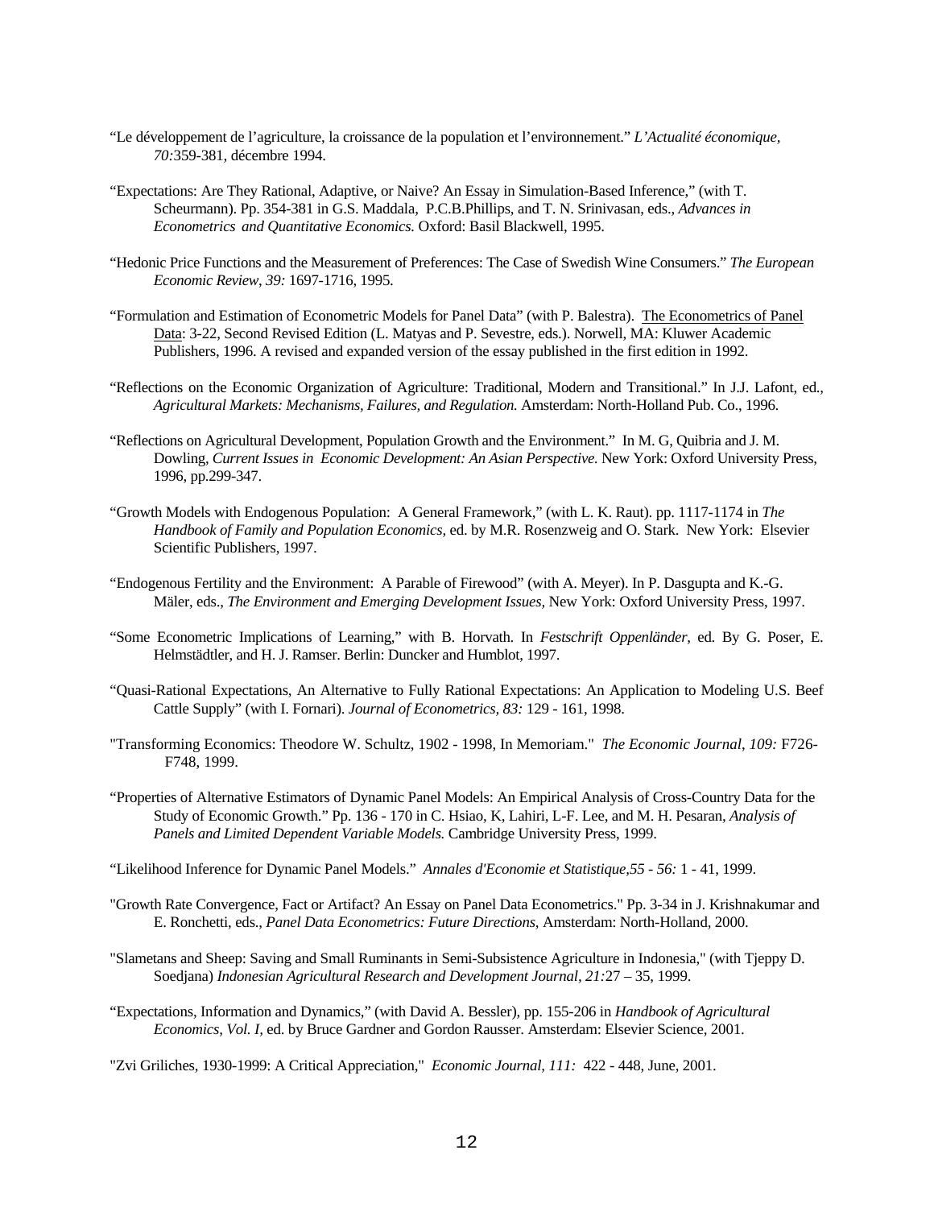"Le développement de l'agriculture, la croissance de la population et l'environnement." *L'Actualité économique, 70:*359-381, décembre 1994.

"Expectations: Are They Rational, Adaptive, or Naive? An Essay in Simulation-Based Inference," (with T. Scheurmann). Pp. 354-381 in G.S. Maddala, P.C.B.Phillips, and T. N. Srinivasan, eds., *Advances in Econometrics and Quantitative Economics.* Oxford: Basil Blackwell, 1995.

"Hedonic Price Functions and the Measurement of Preferences: The Case of Swedish Wine Consumers." *The European Economic Review, 39:* 1697-1716, 1995.

"Formulation and Estimation of Econometric Models for Panel Data" (with P. Balestra). The Econometrics of Panel Data: 3-22, Second Revised Edition (L. Matyas and P. Sevestre, eds.). Norwell, MA: Kluwer Academic Publishers, 1996. A revised and expanded version of the essay published in the first edition in 1992.

"Reflections on the Economic Organization of Agriculture: Traditional, Modern and Transitional." In J.J. Lafont, ed., *Agricultural Markets: Mechanisms, Failures, and Regulation.* Amsterdam: North-Holland Pub. Co., 1996.

"Reflections on Agricultural Development, Population Growth and the Environment." In M. G, Quibria and J. M. Dowling, *Current Issues in Economic Development: An Asian Perspective.* New York: Oxford University Press, 1996, pp.299-347.

"Growth Models with Endogenous Population: A General Framework," (with L. K. Raut). pp. 1117-1174 in *The Handbook of Family and Population Economics,* ed. by M.R. Rosenzweig and O. Stark. New York: Elsevier Scientific Publishers, 1997.

"Endogenous Fertility and the Environment: A Parable of Firewood" (with A. Meyer). In P. Dasgupta and K.-G. Mäler, eds., *The Environment and Emerging Development Issues,* New York: Oxford University Press, 1997.

"Some Econometric Implications of Learning," with B. Horvath. In *Festschrift Oppenländer,* ed. By G. Poser, E. Helmstädtler, and H. J. Ramser. Berlin: Duncker and Humblot, 1997.

"Quasi-Rational Expectations, An Alternative to Fully Rational Expectations: An Application to Modeling U.S. Beef Cattle Supply" (with I. Fornari). *Journal of Econometrics, 83:* 129 - 161, 1998.

"Transforming Economics: Theodore W. Schultz, 1902 - 1998, In Memoriam." *The Economic Journal, 109:* F726-F748, 1999.

"Properties of Alternative Estimators of Dynamic Panel Models: An Empirical Analysis of Cross-Country Data for the Study of Economic Growth." Pp. 136 - 170 in C. Hsiao, K, Lahiri, L-F. Lee, and M. H. Pesaran, *Analysis of Panels and Limited Dependent Variable Models.* Cambridge University Press, 1999.

"Likelihood Inference for Dynamic Panel Models." *Annales d'Economie et Statistique,55 - 56:* 1 - 41, 1999.

"Growth Rate Convergence, Fact or Artifact? An Essay on Panel Data Econometrics." Pp. 3-34 in J. Krishnakumar and E. Ronchetti, eds., *Panel Data Econometrics: Future Directions,* Amsterdam: North-Holland, 2000.

"Slametans and Sheep: Saving and Small Ruminants in Semi-Subsistence Agriculture in Indonesia," (with Tjeppy D. Soedjana) *Indonesian Agricultural Research and Development Journal, 21:*27 – 35, 1999.

"Expectations, Information and Dynamics," (with David A. Bessler), pp. 155-206 in *Handbook of Agricultural Economics, Vol. I,* ed. by Bruce Gardner and Gordon Rausser. Amsterdam: Elsevier Science, 2001.

"Zvi Griliches, 1930-1999: A Critical Appreciation," *Economic Journal, 111:* 422 - 448, June, 2001.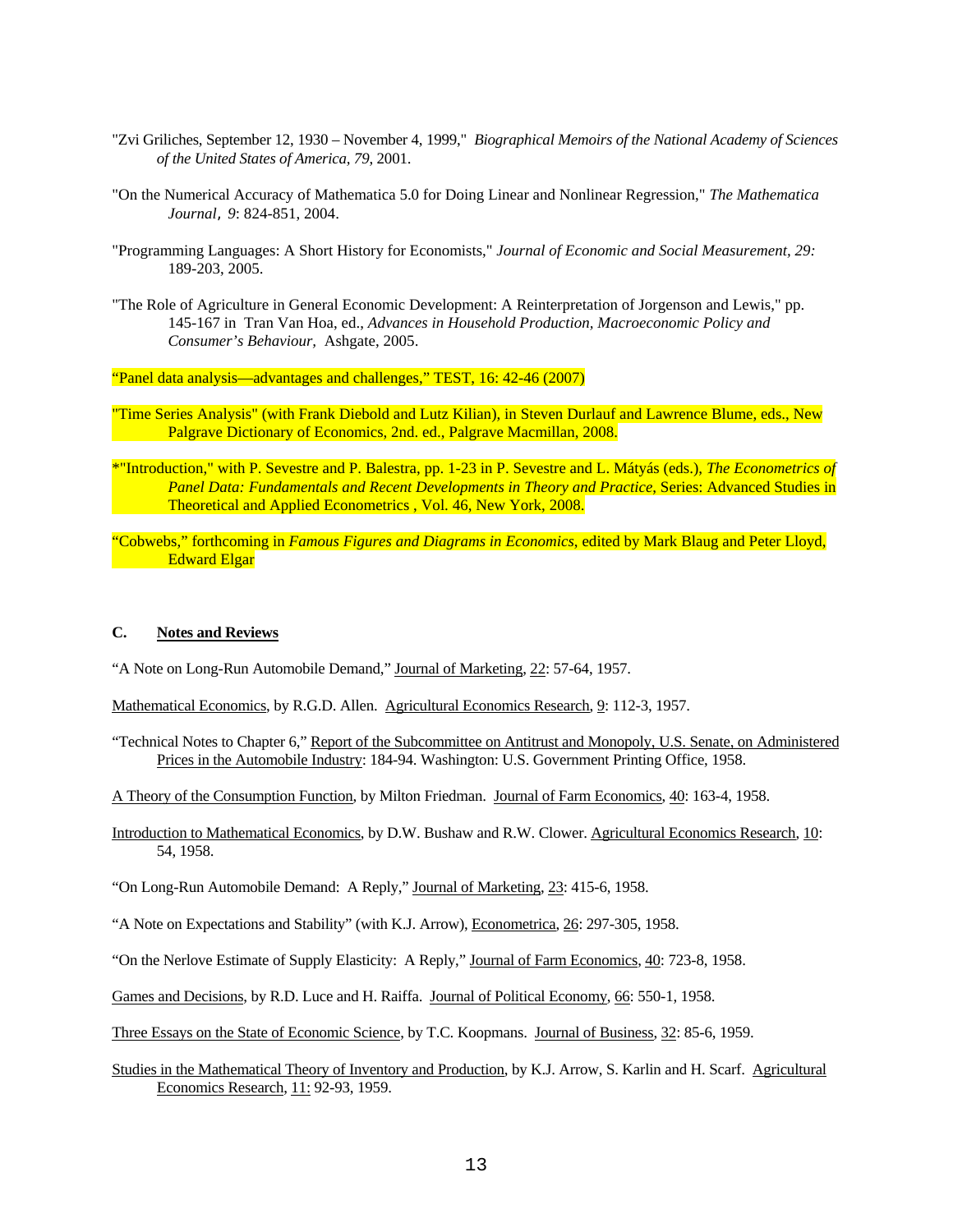"Zvi Griliches, September 12, 1930 – November 4, 1999," *Biographical Memoirs of the National Academy of Sciences of the United States of America, 79*, 2001.

"On the Numerical Accuracy of Mathematica 5.0 for Doing Linear and Nonlinear Regression," *The Mathematica Journal, 9*: 824-851, 2004.

"Programming Languages: A Short History for Economists," *Journal of Economic and Social Measurement, 29:* 189-203, 2005.

"The Role of Agriculture in General Economic Development: A Reinterpretation of Jorgenson and Lewis," pp. 145-167 in Tran Van Hoa, ed., *Advances in Household Production, Macroeconomic Policy and Consumer's Behaviour,* Ashgate, 2005.

"Panel data analysis—advantages and challenges," TEST, 16: 42-46 (2007)

"Time Series Analysis" (with Frank Diebold and Lutz Kilian), in Steven Durlauf and Lawrence Blume, eds., New Palgrave Dictionary of Economics, 2nd. ed., Palgrave Macmillan, 2008.

*"Introduction," with P. Sevestre and P. Balestra, pp. 1-23 in P. Sevestre and L. Mátyás (eds.), *The Econometrics of Panel Data: Fundamentals and Recent Developments in Theory and Practice*, Series: Advanced Studies in Theoretical and Applied Econometrics , Vol. 46, New York, 2008.

"Cobwebs," forthcoming in *Famous Figures and Diagrams in Economics*, edited by Mark Blaug and Peter Lloyd, Edward Elgar

### C. Notes and Reviews

"A Note on Long-Run Automobile Demand," Journal of Marketing, 22: 57-64, 1957.

Mathematical Economics, by R.G.D. Allen. Agricultural Economics Research, 9: 112-3, 1957.

"Technical Notes to Chapter 6," Report of the Subcommittee on Antitrust and Monopoly, U.S. Senate, on Administered Prices in the Automobile Industry: 184-94. Washington: U.S. Government Printing Office, 1958.

A Theory of the Consumption Function, by Milton Friedman. Journal of Farm Economics, 40: 163-4, 1958.

Introduction to Mathematical Economics, by D.W. Bushaw and R.W. Clower. Agricultural Economics Research, 10: 54, 1958.

"On Long-Run Automobile Demand: A Reply," Journal of Marketing, 23: 415-6, 1958.

"A Note on Expectations and Stability" (with K.J. Arrow), Econometrica, 26: 297-305, 1958.

"On the Nerlove Estimate of Supply Elasticity: A Reply," Journal of Farm Economics, 40: 723-8, 1958.

Games and Decisions, by R.D. Luce and H. Raiffa. Journal of Political Economy, 66: 550-1, 1958.

Three Essays on the State of Economic Science, by T.C. Koopmans. Journal of Business, 32: 85-6, 1959.

Studies in the Mathematical Theory of Inventory and Production, by K.J. Arrow, S. Karlin and H. Scarf. Agricultural Economics Research, 11: 92-93, 1959.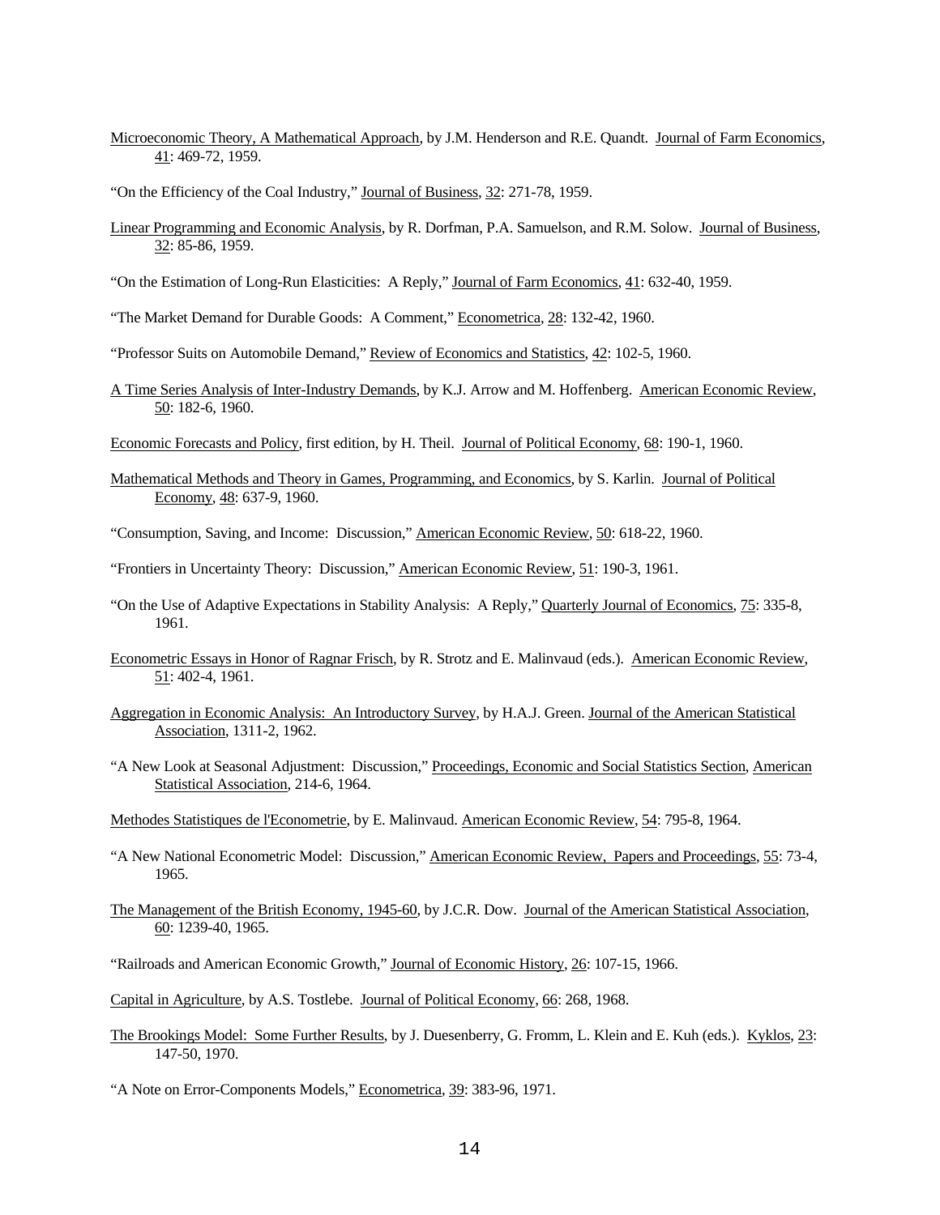Microeconomic Theory, A Mathematical Approach, by J.M. Henderson and R.E. Quandt. Journal of Farm Economics, 41: 469-72, 1959.

"On the Efficiency of the Coal Industry," Journal of Business, 32: 271-78, 1959.

Linear Programming and Economic Analysis, by R. Dorfman, P.A. Samuelson, and R.M. Solow. Journal of Business, 32: 85-86, 1959.

"On the Estimation of Long-Run Elasticities: A Reply," Journal of Farm Economics, 41: 632-40, 1959.

"The Market Demand for Durable Goods: A Comment," Econometrica, 28: 132-42, 1960.

"Professor Suits on Automobile Demand," Review of Economics and Statistics, 42: 102-5, 1960.

A Time Series Analysis of Inter-Industry Demands, by K.J. Arrow and M. Hoffenberg. American Economic Review, 50: 182-6, 1960.

Economic Forecasts and Policy, first edition, by H. Theil. Journal of Political Economy, 68: 190-1, 1960.

Mathematical Methods and Theory in Games, Programming, and Economics, by S. Karlin. Journal of Political Economy, 48: 637-9, 1960.

"Consumption, Saving, and Income: Discussion," American Economic Review, 50: 618-22, 1960.

"Frontiers in Uncertainty Theory: Discussion," American Economic Review, 51: 190-3, 1961.

"On the Use of Adaptive Expectations in Stability Analysis: A Reply," Quarterly Journal of Economics, 75: 335-8, 1961.

Econometric Essays in Honor of Ragnar Frisch, by R. Strotz and E. Malinvaud (eds.). American Economic Review, 51: 402-4, 1961.

Aggregation in Economic Analysis: An Introductory Survey, by H.A.J. Green. Journal of the American Statistical Association, 1311-2, 1962.

"A New Look at Seasonal Adjustment: Discussion," Proceedings, Economic and Social Statistics Section, American Statistical Association, 214-6, 1964.

Methodes Statistiques de l'Econometrie, by E. Malinvaud. American Economic Review, 54: 795-8, 1964.

"A New National Econometric Model: Discussion," American Economic Review, Papers and Proceedings, 55: 73-4, 1965.

The Management of the British Economy, 1945-60, by J.C.R. Dow. Journal of the American Statistical Association, 60: 1239-40, 1965.

"Railroads and American Economic Growth," Journal of Economic History, 26: 107-15, 1966.

Capital in Agriculture, by A.S. Tostlebe. Journal of Political Economy, 66: 268, 1968.

The Brookings Model: Some Further Results, by J. Duesenberry, G. Fromm, L. Klein and E. Kuh (eds.). Kyklos, 23: 147-50, 1970.

"A Note on Error-Components Models," Econometrica, 39: 383-96, 1971.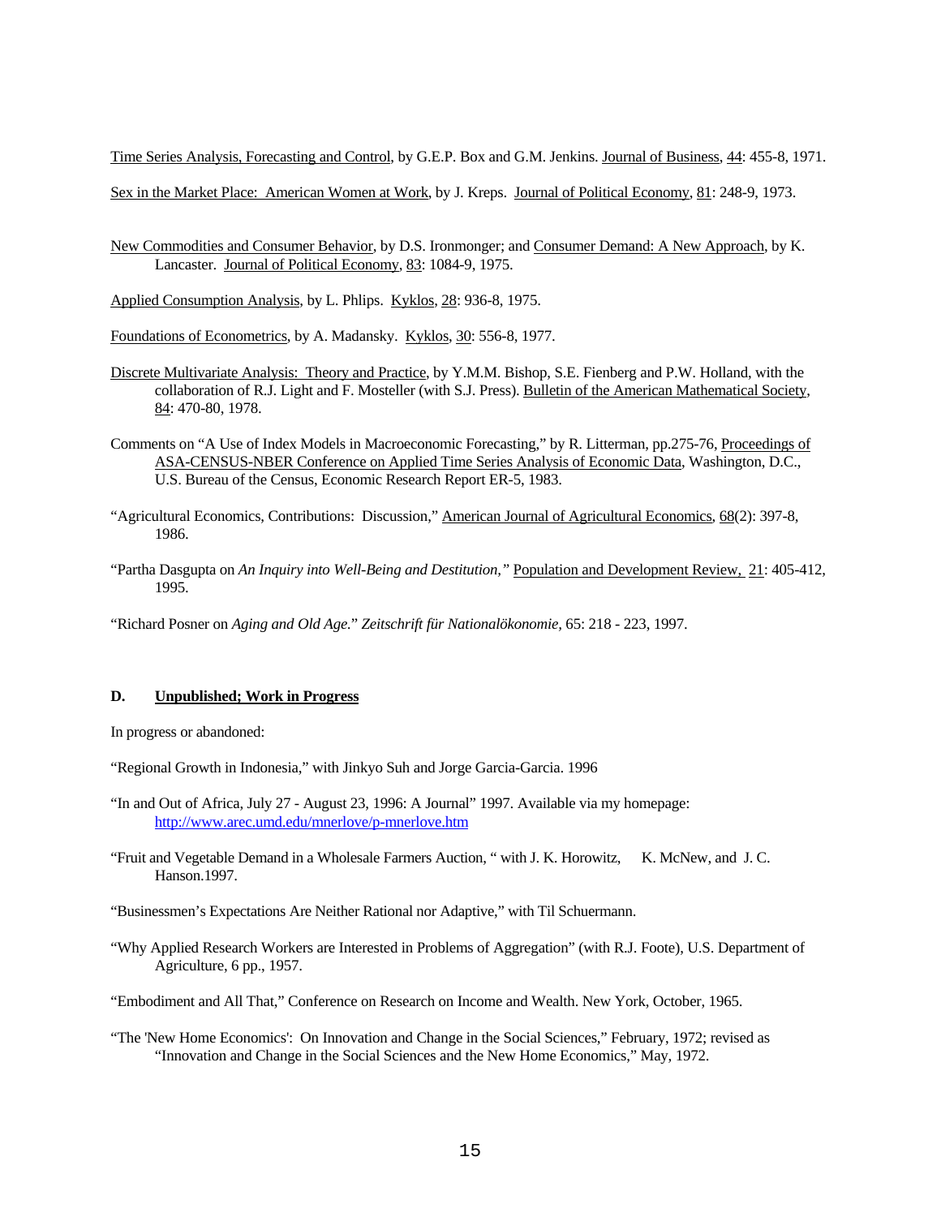Time Series Analysis, Forecasting and Control, by G.E.P. Box and G.M. Jenkins. Journal of Business, 44: 455-8, 1971.

Sex in the Market Place: American Women at Work, by J. Kreps. Journal of Political Economy, 81: 248-9, 1973.

New Commodities and Consumer Behavior, by D.S. Ironmonger; and Consumer Demand: A New Approach, by K. Lancaster. Journal of Political Economy, 83: 1084-9, 1975.

Applied Consumption Analysis, by L. Phlips. Kyklos, 28: 936-8, 1975.

Foundations of Econometrics, by A. Madansky. Kyklos, 30: 556-8, 1977.

Discrete Multivariate Analysis: Theory and Practice, by Y.M.M. Bishop, S.E. Fienberg and P.W. Holland, with the collaboration of R.J. Light and F. Mosteller (with S.J. Press). Bulletin of the American Mathematical Society, 84: 470-80, 1978.

Comments on "A Use of Index Models in Macroeconomic Forecasting," by R. Litterman, pp.275-76, Proceedings of ASA-CENSUS-NBER Conference on Applied Time Series Analysis of Economic Data, Washington, D.C., U.S. Bureau of the Census, Economic Research Report ER-5, 1983.

"Agricultural Economics, Contributions: Discussion," American Journal of Agricultural Economics, 68(2): 397-8, 1986.

"Partha Dasgupta on *An Inquiry into Well-Being and Destitution,"* Population and Development Review, 21: 405-412, 1995.

"Richard Posner on *Aging and Old Age.*" *Zeitschrift für Nationalökonomie,* 65: 218 - 223, 1997.

### D. Unpublished; Work in Progress

In progress or abandoned:

"Regional Growth in Indonesia," with Jinkyo Suh and Jorge Garcia-Garcia. 1996

"In and Out of Africa, July 27 - August 23, 1996: A Journal" 1997. Available via my homepage: http://www.arec.umd.edu/mnerlove/p-mnerlove.htm

"Fruit and Vegetable Demand in a Wholesale Farmers Auction, " with J. K. Horowitz, K. McNew, and J. C. Hanson.1997.

"Businessmen's Expectations Are Neither Rational nor Adaptive," with Til Schuermann.

"Why Applied Research Workers are Interested in Problems of Aggregation" (with R.J. Foote), U.S. Department of Agriculture, 6 pp., 1957.

"Embodiment and All That," Conference on Research on Income and Wealth. New York, October, 1965.

"The 'New Home Economics': On Innovation and Change in the Social Sciences," February, 1972; revised as "Innovation and Change in the Social Sciences and the New Home Economics," May, 1972.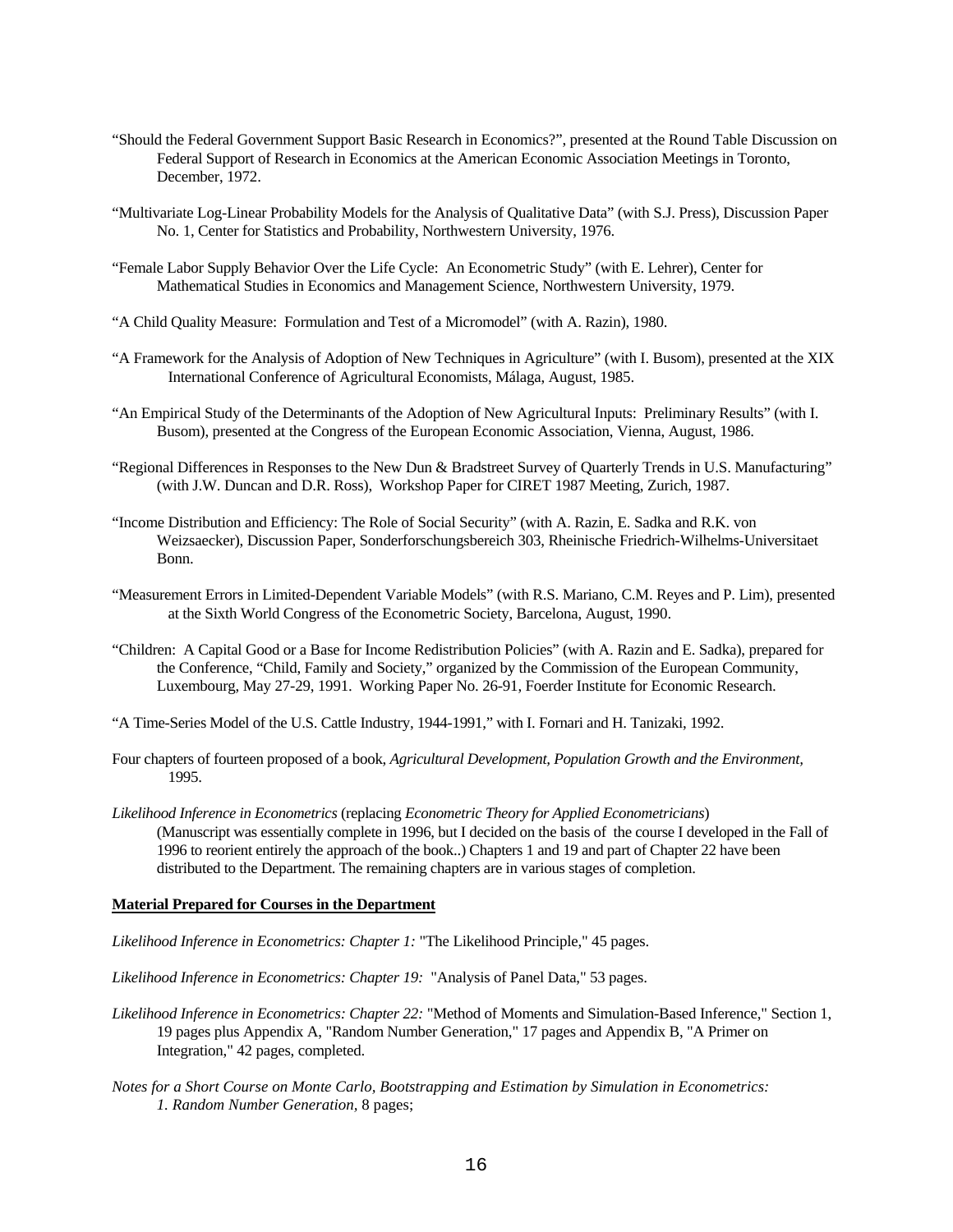"Should the Federal Government Support Basic Research in Economics?", presented at the Round Table Discussion on Federal Support of Research in Economics at the American Economic Association Meetings in Toronto, December, 1972.

"Multivariate Log-Linear Probability Models for the Analysis of Qualitative Data" (with S.J. Press), Discussion Paper No. 1, Center for Statistics and Probability, Northwestern University, 1976.

"Female Labor Supply Behavior Over the Life Cycle: An Econometric Study" (with E. Lehrer), Center for Mathematical Studies in Economics and Management Science, Northwestern University, 1979.

"A Child Quality Measure: Formulation and Test of a Micromodel" (with A. Razin), 1980.

"A Framework for the Analysis of Adoption of New Techniques in Agriculture" (with I. Busom), presented at the XIX International Conference of Agricultural Economists, Málaga, August, 1985.

"An Empirical Study of the Determinants of the Adoption of New Agricultural Inputs: Preliminary Results" (with I. Busom), presented at the Congress of the European Economic Association, Vienna, August, 1986.

"Regional Differences in Responses to the New Dun & Bradstreet Survey of Quarterly Trends in U.S. Manufacturing" (with J.W. Duncan and D.R. Ross), Workshop Paper for CIRET 1987 Meeting, Zurich, 1987.

"Income Distribution and Efficiency: The Role of Social Security" (with A. Razin, E. Sadka and R.K. von Weizsaecker), Discussion Paper, Sonderforschungsbereich 303, Rheinische Friedrich-Wilhelms-Universitaet Bonn.

"Measurement Errors in Limited-Dependent Variable Models" (with R.S. Mariano, C.M. Reyes and P. Lim), presented at the Sixth World Congress of the Econometric Society, Barcelona, August, 1990.

"Children: A Capital Good or a Base for Income Redistribution Policies" (with A. Razin and E. Sadka), prepared for the Conference, "Child, Family and Society," organized by the Commission of the European Community, Luxembourg, May 27-29, 1991. Working Paper No. 26-91, Foerder Institute for Economic Research.

"A Time-Series Model of the U.S. Cattle Industry, 1944-1991," with I. Fornari and H. Tanizaki, 1992.

Four chapters of fourteen proposed of a book, *Agricultural Development, Population Growth and the Environment*, 1995.

*Likelihood Inference in Econometrics* (replacing *Econometric Theory for Applied Econometricians*) (Manuscript was essentially complete in 1996, but I decided on the basis of the course I developed in the Fall of 1996 to reorient entirely the approach of the book..) Chapters 1 and 19 and part of Chapter 22 have been distributed to the Department. The remaining chapters are in various stages of completion.

**Material Prepared for Courses in the Department**

*Likelihood Inference in Econometrics: Chapter 1:* "The Likelihood Principle," 45 pages.

*Likelihood Inference in Econometrics: Chapter 19:* "Analysis of Panel Data," 53 pages.

*Likelihood Inference in Econometrics: Chapter 22:* "Method of Moments and Simulation-Based Inference," Section 1, 19 pages plus Appendix A, "Random Number Generation," 17 pages and Appendix B, "A Primer on Integration," 42 pages, completed.

*Notes for a Short Course on Monte Carlo, Bootstrapping and Estimation by Simulation in Econometrics:*
*1. Random Number Generation,* 8 pages;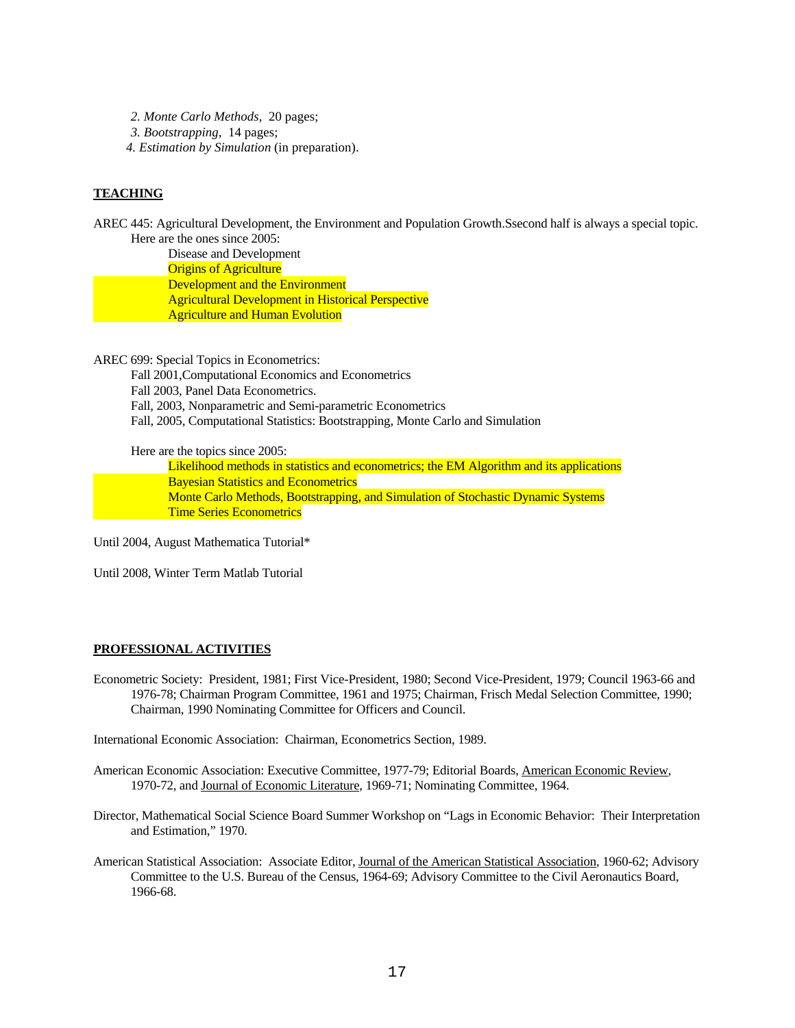2. *Monte Carlo Methods*, 20 pages;
3. *Bootstrapping*, 14 pages;
4. *Estimation by Simulation* (in preparation).

**TEACHING**

AREC 445: Agricultural Development, the Environment and Population Growth.Ssecond half is always a special topic.
Here are the ones since 2005:

- Disease and Development
- Origins of Agriculture
- Development and the Environment
- Agricultural Development in Historical Perspective
- Agriculture and Human Evolution

AREC 699: Special Topics in Econometrics:

Fall 2001,Computational Economics and Econometrics
Fall 2003, Panel Data Econometrics.
Fall, 2003, Nonparametric and Semi-parametric Econometrics
Fall, 2005, Computational Statistics: Bootstrapping, Monte Carlo and Simulation

Here are the topics since 2005:

- Likelihood methods in statistics and econometrics; the EM Algorithm and its applications
- Bayesian Statistics and Econometrics
- Monte Carlo Methods, Bootstrapping, and Simulation of Stochastic Dynamic Systems
- Time Series Econometrics

Until 2004, August Mathematica Tutorial*

Until 2008, Winter Term Matlab Tutorial

**PROFESSIONAL ACTIVITIES**

Econometric Society: President, 1981; First Vice-President, 1980; Second Vice-President, 1979; Council 1963-66 and 1976-78; Chairman Program Committee, 1961 and 1975; Chairman, Frisch Medal Selection Committee, 1990; Chairman, 1990 Nominating Committee for Officers and Council.

International Economic Association: Chairman, Econometrics Section, 1989.

American Economic Association: Executive Committee, 1977-79; Editorial Boards, American Economic Review, 1970-72, and Journal of Economic Literature, 1969-71; Nominating Committee, 1964.

Director, Mathematical Social Science Board Summer Workshop on "Lags in Economic Behavior: Their Interpretation and Estimation," 1970.

American Statistical Association: Associate Editor, Journal of the American Statistical Association, 1960-62; Advisory Committee to the U.S. Bureau of the Census, 1964-69; Advisory Committee to the Civil Aeronautics Board, 1966-68.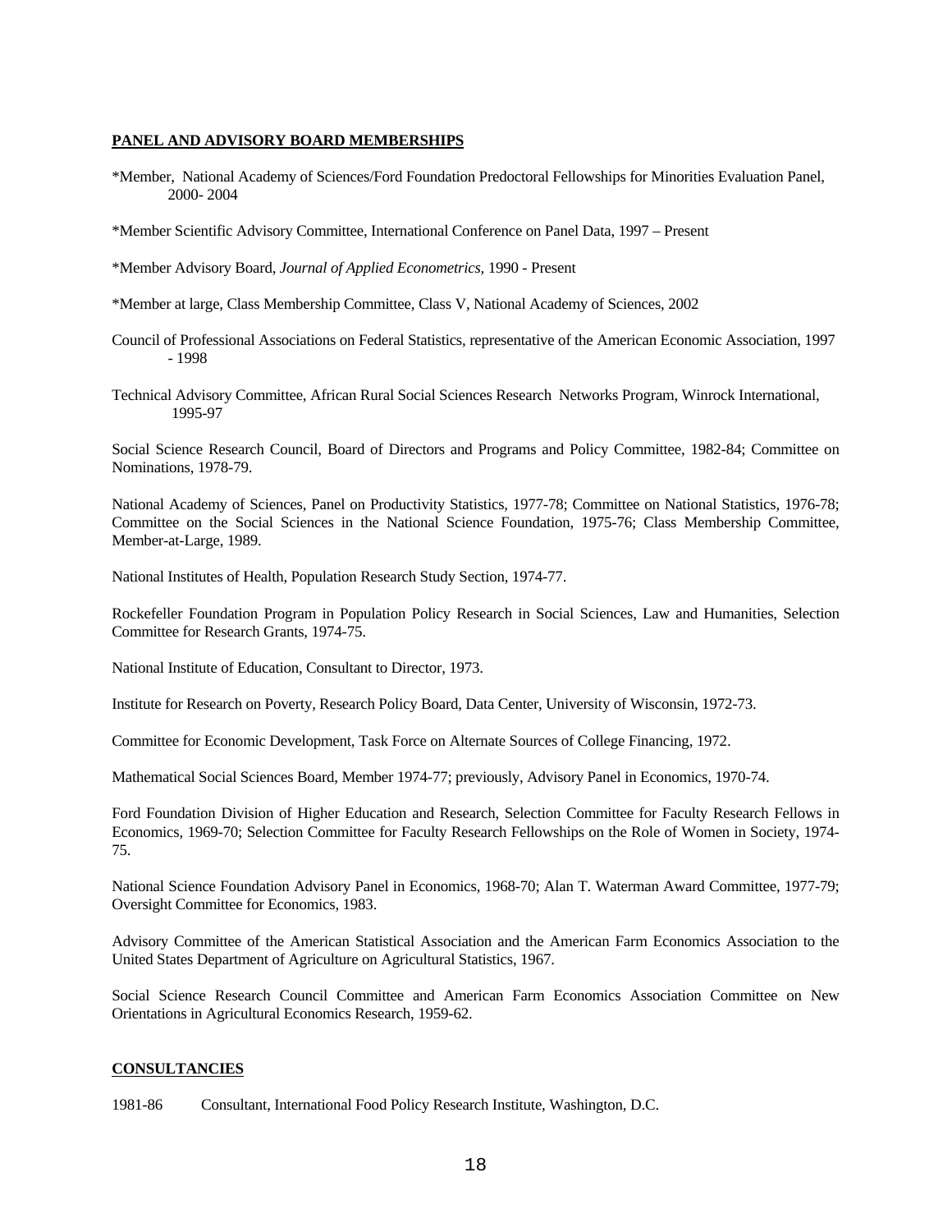**PANEL AND ADVISORY BOARD MEMBERSHIPS**

*Member, National Academy of Sciences/Ford Foundation Predoctoral Fellowships for Minorities Evaluation Panel, 2000- 2004

*Member Scientific Advisory Committee, International Conference on Panel Data, 1997 – Present

*Member Advisory Board, *Journal of Applied Econometrics*, 1990 - Present

*Member at large, Class Membership Committee, Class V, National Academy of Sciences, 2002

Council of Professional Associations on Federal Statistics, representative of the American Economic Association, 1997 - 1998

Technical Advisory Committee, African Rural Social Sciences Research Networks Program, Winrock International, 1995-97

Social Science Research Council, Board of Directors and Programs and Policy Committee, 1982-84; Committee on Nominations, 1978-79.

National Academy of Sciences, Panel on Productivity Statistics, 1977-78; Committee on National Statistics, 1976-78; Committee on the Social Sciences in the National Science Foundation, 1975-76; Class Membership Committee, Member-at-Large, 1989.

National Institutes of Health, Population Research Study Section, 1974-77.

Rockefeller Foundation Program in Population Policy Research in Social Sciences, Law and Humanities, Selection Committee for Research Grants, 1974-75.

National Institute of Education, Consultant to Director, 1973.

Institute for Research on Poverty, Research Policy Board, Data Center, University of Wisconsin, 1972-73.

Committee for Economic Development, Task Force on Alternate Sources of College Financing, 1972.

Mathematical Social Sciences Board, Member 1974-77; previously, Advisory Panel in Economics, 1970-74.

Ford Foundation Division of Higher Education and Research, Selection Committee for Faculty Research Fellows in Economics, 1969-70; Selection Committee for Faculty Research Fellowships on the Role of Women in Society, 1974-75.

National Science Foundation Advisory Panel in Economics, 1968-70; Alan T. Waterman Award Committee, 1977-79; Oversight Committee for Economics, 1983.

Advisory Committee of the American Statistical Association and the American Farm Economics Association to the United States Department of Agriculture on Agricultural Statistics, 1967.

Social Science Research Council Committee and American Farm Economics Association Committee on New Orientations in Agricultural Economics Research, 1959-62.

**CONSULTANCIES**

1981-86 Consultant, International Food Policy Research Institute, Washington, D.C.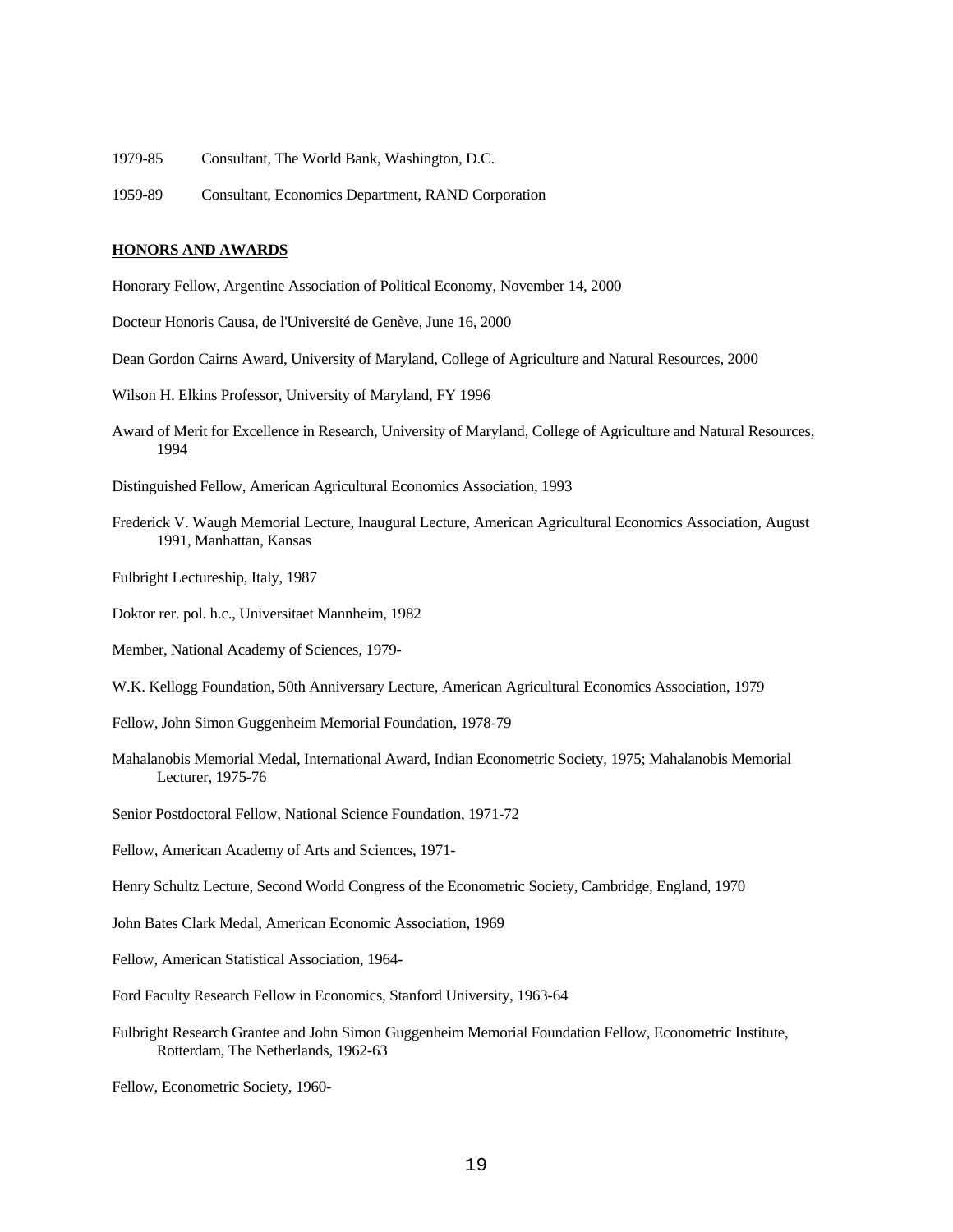1979-85 Consultant, The World Bank, Washington, D.C.

1959-89 Consultant, Economics Department, RAND Corporation

**HONORS AND AWARDS**

Honorary Fellow, Argentine Association of Political Economy, November 14, 2000

Docteur Honoris Causa, de l'Université de Genève, June 16, 2000

Dean Gordon Cairns Award, University of Maryland, College of Agriculture and Natural Resources, 2000

Wilson H. Elkins Professor, University of Maryland, FY 1996

Award of Merit for Excellence in Research, University of Maryland, College of Agriculture and Natural Resources, 1994

Distinguished Fellow, American Agricultural Economics Association, 1993

Frederick V. Waugh Memorial Lecture, Inaugural Lecture, American Agricultural Economics Association, August 1991, Manhattan, Kansas

Fulbright Lectureship, Italy, 1987

Doktor rer. pol. h.c., Universitaet Mannheim, 1982

Member, National Academy of Sciences, 1979-

W.K. Kellogg Foundation, 50th Anniversary Lecture, American Agricultural Economics Association, 1979

Fellow, John Simon Guggenheim Memorial Foundation, 1978-79

Mahalanobis Memorial Medal, International Award, Indian Econometric Society, 1975; Mahalanobis Memorial Lecturer, 1975-76

Senior Postdoctoral Fellow, National Science Foundation, 1971-72

Fellow, American Academy of Arts and Sciences, 1971-

Henry Schultz Lecture, Second World Congress of the Econometric Society, Cambridge, England, 1970

John Bates Clark Medal, American Economic Association, 1969

Fellow, American Statistical Association, 1964-

Ford Faculty Research Fellow in Economics, Stanford University, 1963-64

Fulbright Research Grantee and John Simon Guggenheim Memorial Foundation Fellow, Econometric Institute, Rotterdam, The Netherlands, 1962-63

Fellow, Econometric Society, 1960-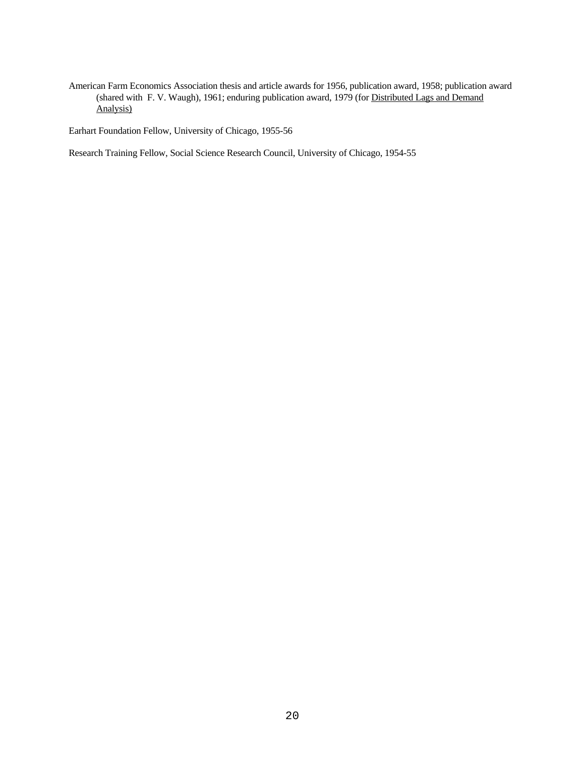American Farm Economics Association thesis and article awards for 1956, publication award, 1958; publication award (shared with F. V. Waugh), 1961; enduring publication award, 1979 (for <u>Distributed Lags and Demand Analysis)</u>

Earhart Foundation Fellow, University of Chicago, 1955-56

Research Training Fellow, Social Science Research Council, University of Chicago, 1954-55